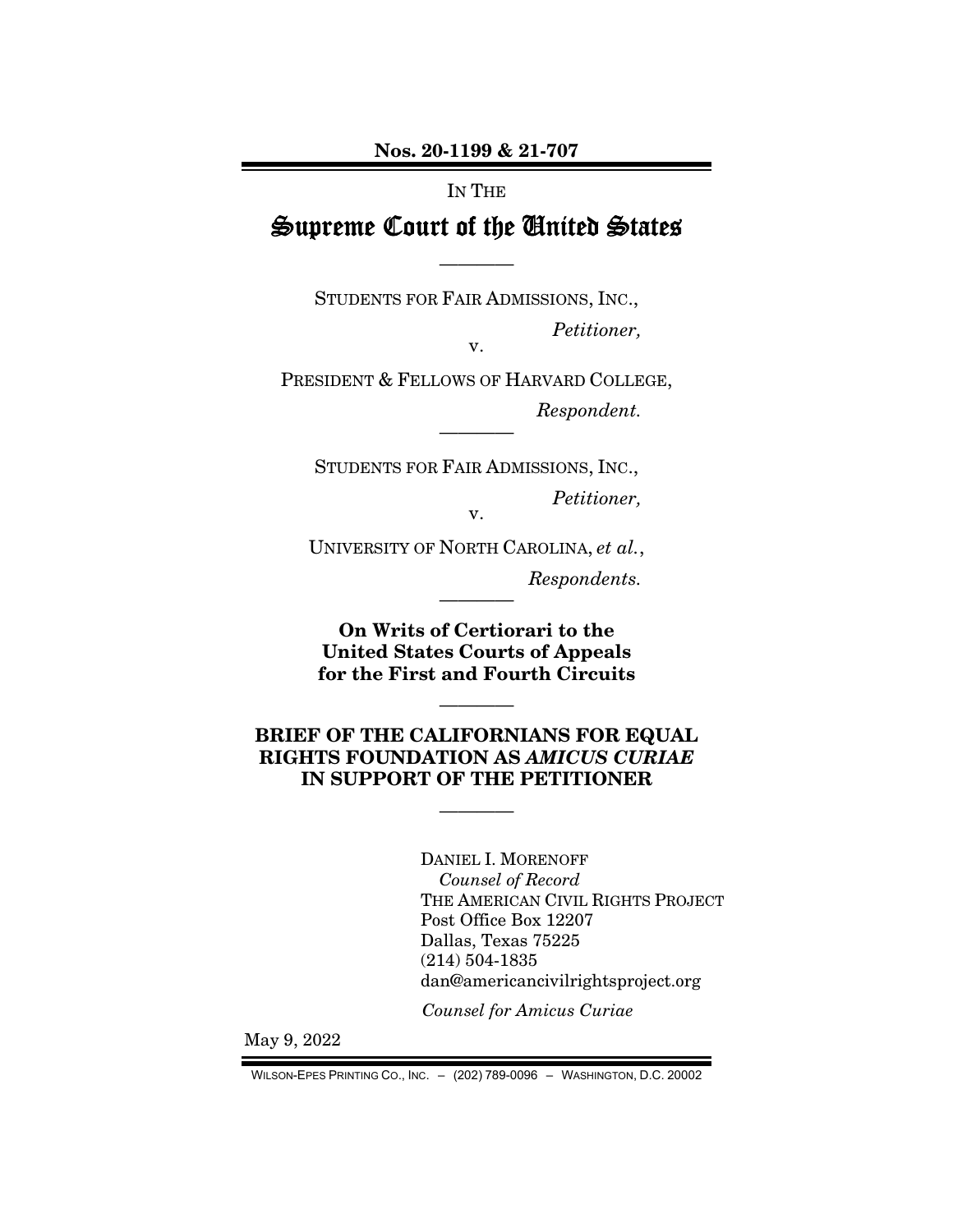**Nos. 20-1199 & 21-707**

IN THE

# Supreme Court of the United States

————

STUDENTS FOR FAIR ADMISSIONS, INC.,

*Petitioner,*

v.

PRESIDENT & FELLOWS OF HARVARD COLLEGE,

*Respondent.*

————

STUDENTS FOR FAIR ADMISSIONS, INC.,

*Petitioner,*

v.

UNIVERSITY OF NORTH CAROLINA, *et al.*,

*Respondents.*

————

**On Writs of Certiorari to the United States Courts of Appeals for the First and Fourth Circuits**

————

**BRIEF OF THE CALIFORNIANS FOR EQUAL RIGHTS FOUNDATION AS *AMICUS CURIAE* IN SUPPORT OF THE PETITIONER**

————

DANIEL I. MORENOFF
*Counsel of Record*
THE AMERICAN CIVIL RIGHTS PROJECT
Post Office Box 12207
Dallas, Texas 75225
(214) 504-1835
dan@americancivilrightsproject.org

*Counsel for Amicus Curiae*

May 9, 2022

WILSON-EPES PRINTING CO., INC. – (202) 789-0096 – WASHINGTON, D.C. 20002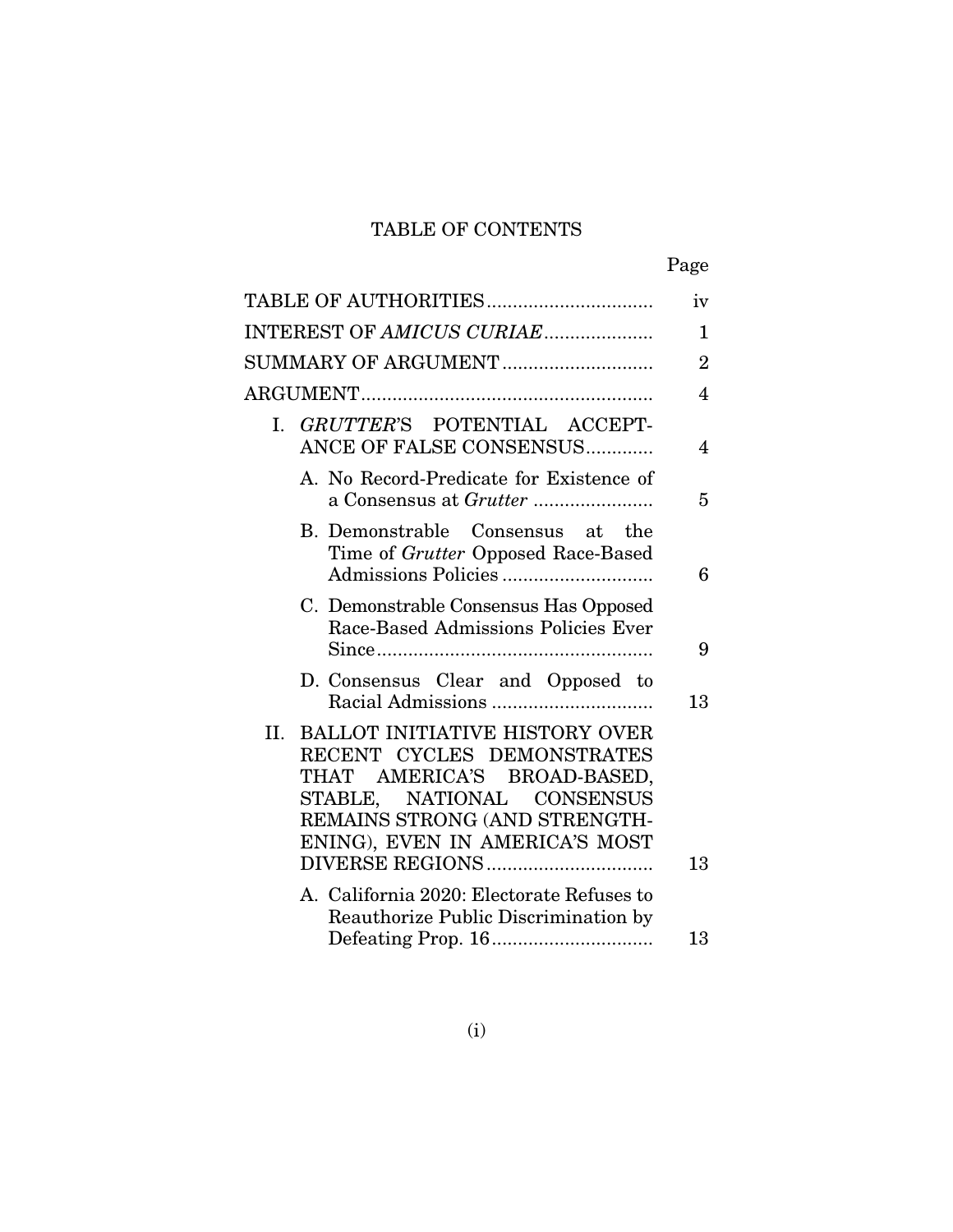# TABLE OF CONTENTS

| | Page |
|---|---|
| TABLE OF AUTHORITIES | iv |
| INTEREST OF *AMICUS CURIAE* | 1 |
| SUMMARY OF ARGUMENT | 2 |
| ARGUMENT | 4 |
| I. *GRUTTER*'S POTENTIAL ACCEPTANCE OF FALSE CONSENSUS | 4 |
| A. No Record-Predicate for Existence of a Consensus at *Grutter* | 5 |
| B. Demonstrable Consensus at the Time of *Grutter* Opposed Race-Based Admissions Policies | 6 |
| C. Demonstrable Consensus Has Opposed Race-Based Admissions Policies Ever Since | 9 |
| D. Consensus Clear and Opposed to Racial Admissions | 13 |
| II. BALLOT INITIATIVE HISTORY OVER RECENT CYCLES DEMONSTRATES THAT AMERICA'S BROAD-BASED, STABLE, NATIONAL CONSENSUS REMAINS STRONG (AND STRENGTHENING), EVEN IN AMERICA'S MOST DIVERSE REGIONS | 13 |
| A. California 2020: Electorate Refuses to Reauthorize Public Discrimination by Defeating Prop. 16 | 13 |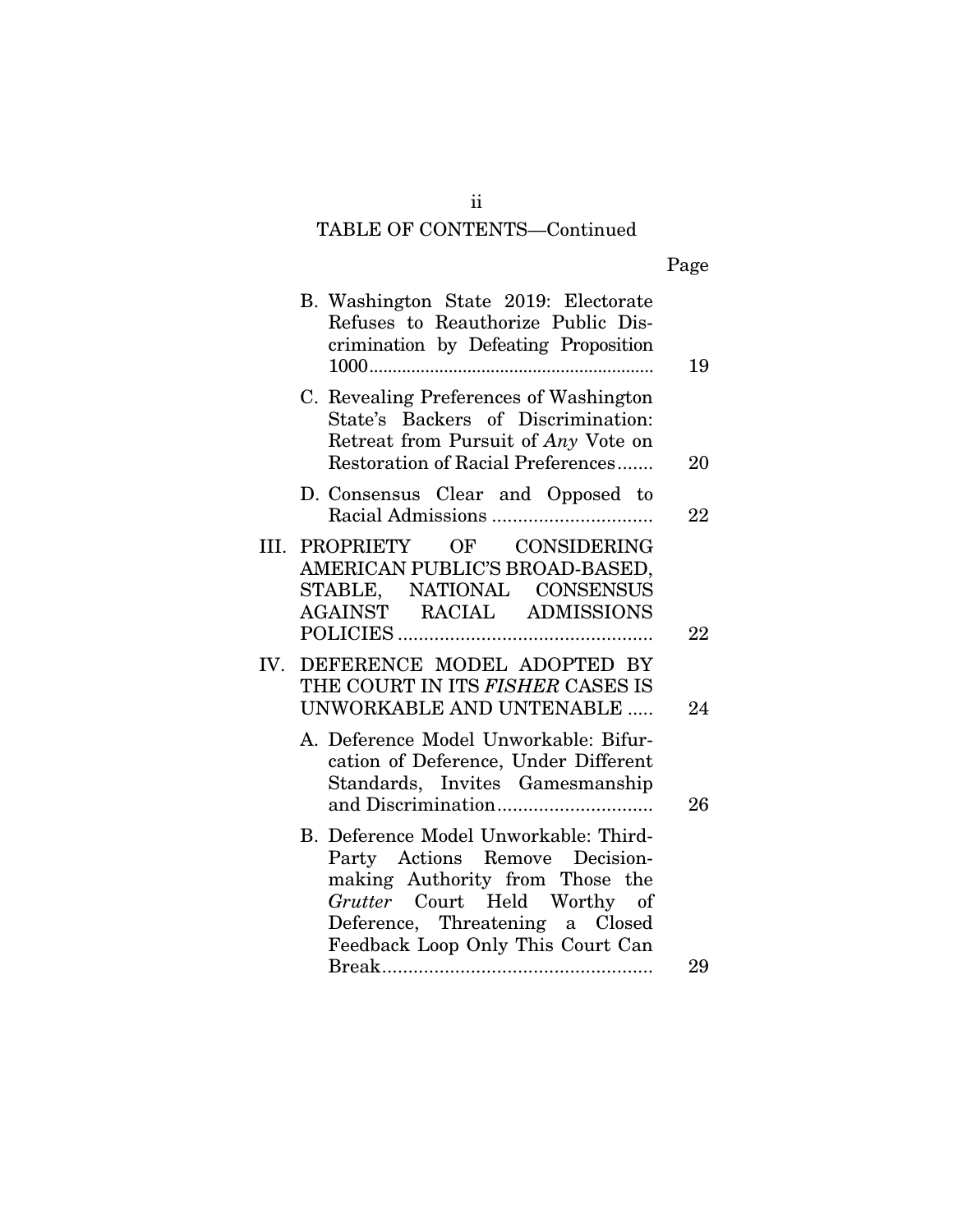## TABLE OF CONTENTS—Continued

| | Page |
|---|---|
| B. Washington State 2019: Electorate Refuses to Reauthorize Public Discrimination by Defeating Proposition 1000 | 19 |
| C. Revealing Preferences of Washington State's Backers of Discrimination: Retreat from Pursuit of *Any* Vote on Restoration of Racial Preferences | 20 |
| D. Consensus Clear and Opposed to Racial Admissions | 22 |
| III. PROPRIETY OF CONSIDERING AMERICAN PUBLIC'S BROAD-BASED, STABLE, NATIONAL CONSENSUS AGAINST RACIAL ADMISSIONS POLICIES | 22 |
| IV. DEFERENCE MODEL ADOPTED BY THE COURT IN ITS *FISHER* CASES IS UNWORKABLE AND UNTENABLE | 24 |
| A. Deference Model Unworkable: Bifurcation of Deference, Under Different Standards, Invites Gamesmanship and Discrimination | 26 |
| B. Deference Model Unworkable: Third-Party Actions Remove Decision-making Authority from Those the *Grutter* Court Held Worthy of Deference, Threatening a Closed Feedback Loop Only This Court Can Break | 29 |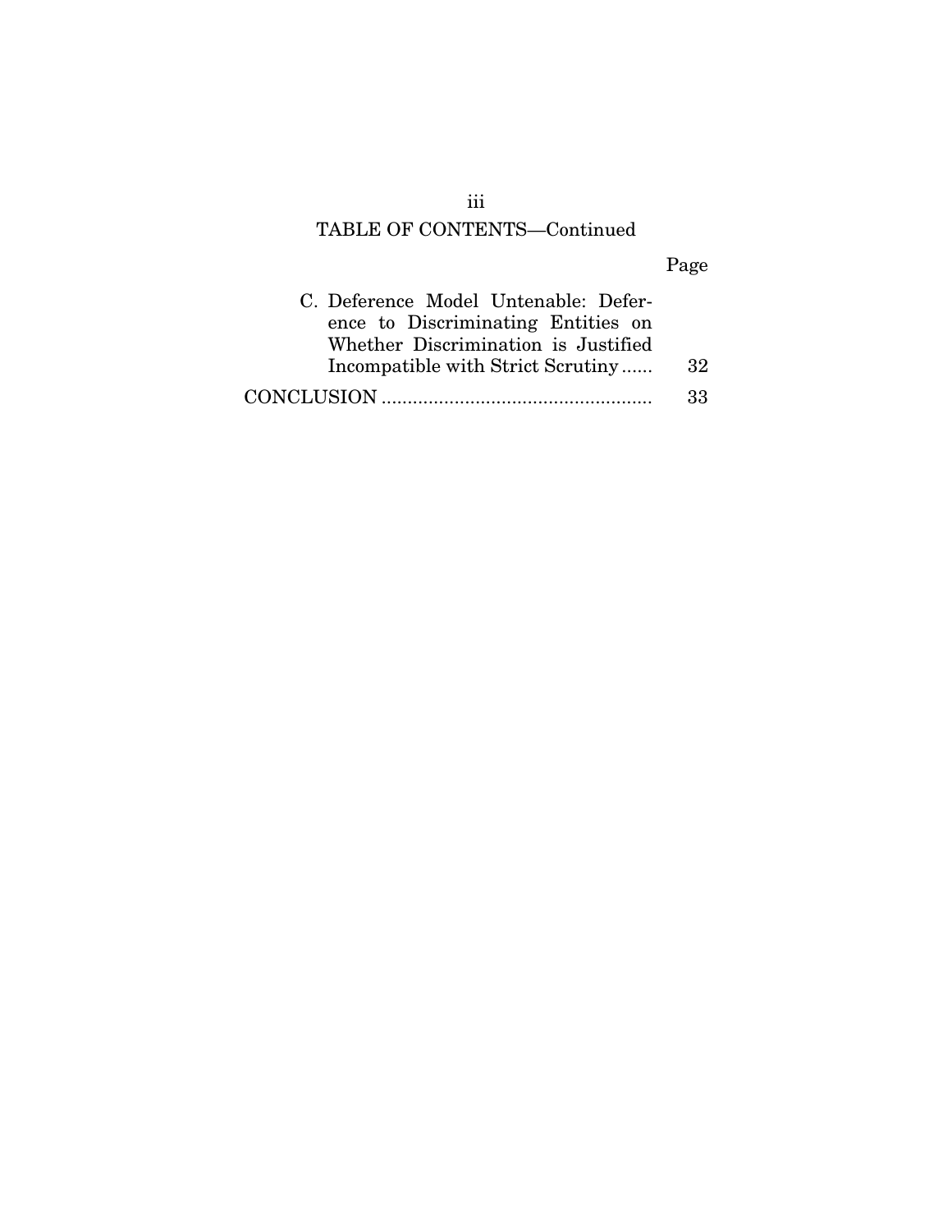TABLE OF CONTENTS—Continued

| | Page |
|---|---|
| C. Deference Model Untenable: Deference to Discriminating Entities on Whether Discrimination is Justified Incompatible with Strict Scrutiny | 32 |
| CONCLUSION | 33 |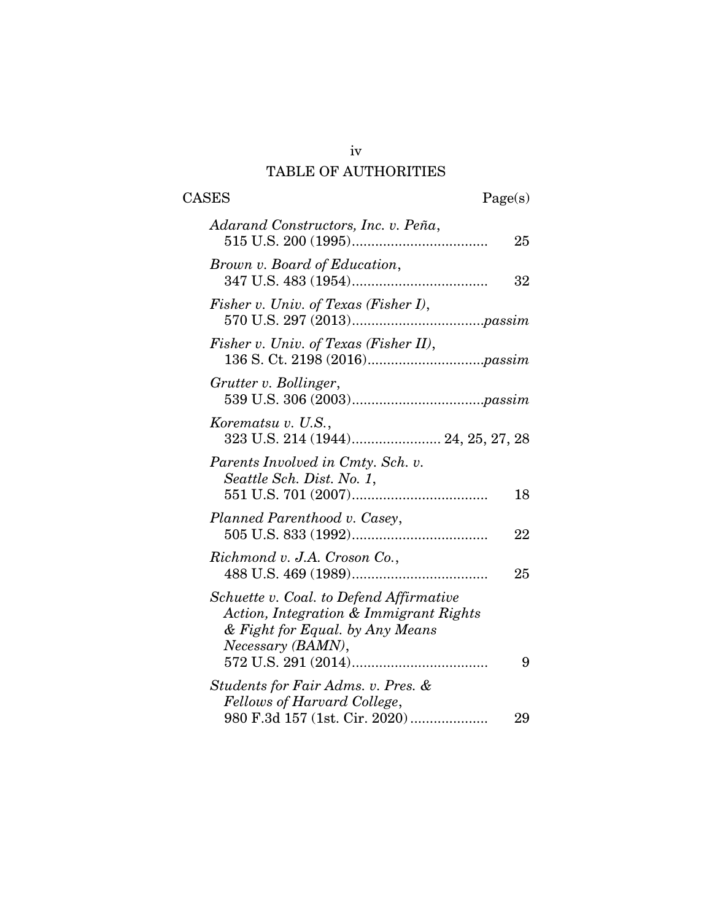# TABLE OF AUTHORITIES

CASES Page(s)

*Adarand Constructors, Inc. v. Peña*,
515 U.S. 200 (1995).................................. 25

*Brown v. Board of Education*,
347 U.S. 483 (1954).................................. 32

*Fisher v. Univ. of Texas (Fisher I)*,
570 U.S. 297 (2013)................................. *passim*

*Fisher v. Univ. of Texas (Fisher II)*,
136 S. Ct. 2198 (2016)............................. *passim*

*Grutter v. Bollinger*,
539 U.S. 306 (2003)................................. *passim*

*Korematsu v. U.S.*,
323 U.S. 214 (1944)...................... 24, 25, 27, 28

*Parents Involved in Cmty. Sch. v. Seattle Sch. Dist. No. 1*,
551 U.S. 701 (2007).................................. 18

*Planned Parenthood v. Casey*,
505 U.S. 833 (1992).................................. 22

*Richmond v. J.A. Croson Co.*,
488 U.S. 469 (1989).................................. 25

*Schuette v. Coal. to Defend Affirmative Action, Integration & Immigrant Rights & Fight for Equal. by Any Means Necessary (BAMN)*,
572 U.S. 291 (2014).................................. 9

*Students for Fair Adms. v. Pres. & Fellows of Harvard College*,
980 F.3d 157 (1st. Cir. 2020).................... 29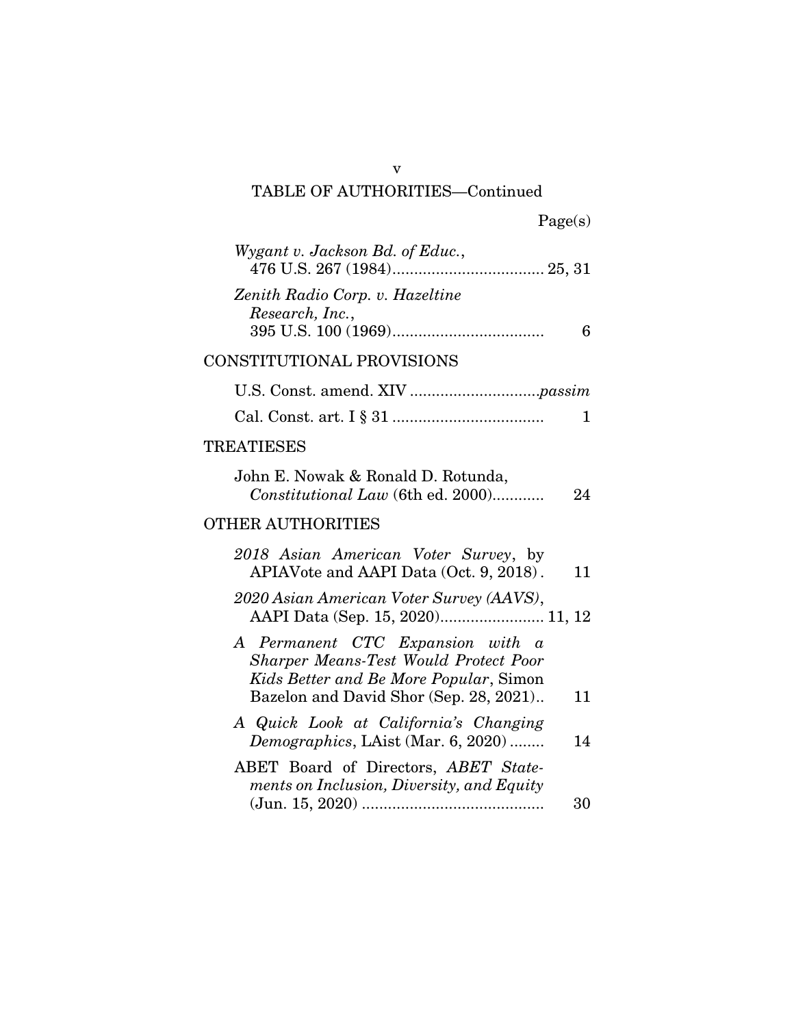## TABLE OF AUTHORITIES—Continued

Page(s)

*Wygant v. Jackson Bd. of Educ.*, 476 U.S. 267 (1984) .................................. 25, 31

*Zenith Radio Corp. v. Hazeltine Research, Inc.*, 395 U.S. 100 (1969) .................................. 6

### CONSTITUTIONAL PROVISIONS

U.S. Const. amend. XIV ............................. *passim*

Cal. Const. art. I § 31 .................................. 1

### TREATIESES

John E. Nowak & Ronald D. Rotunda, *Constitutional Law* (6th ed. 2000)............ 24

### OTHER AUTHORITIES

*2018 Asian American Voter Survey*, by APIAVote and AAPI Data (Oct. 9, 2018) . 11

*2020 Asian American Voter Survey (AAVS)*, AAPI Data (Sep. 15, 2020)........................ 11, 12

*A Permanent CTC Expansion with a Sharper Means-Test Would Protect Poor Kids Better and Be More Popular*, Simon Bazelon and David Shor (Sep. 28, 2021).. 11

*A Quick Look at California's Changing Demographics*, LAist (Mar. 6, 2020) ........ 14

ABET Board of Directors, *ABET Statements on Inclusion, Diversity, and Equity* (Jun. 15, 2020) .......................................... 30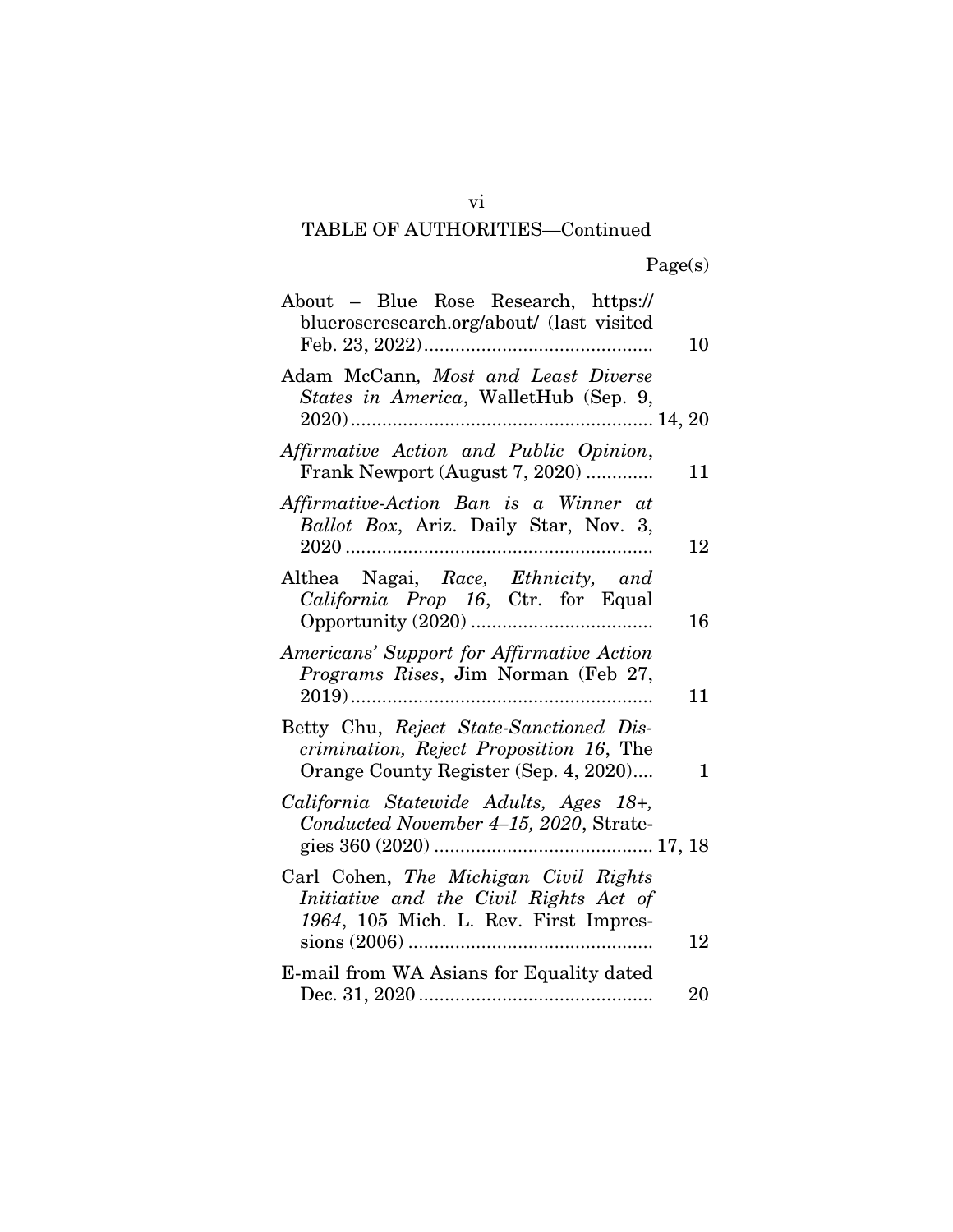## TABLE OF AUTHORITIES—Continued

| | Page(s) |
|---|---|
| About – Blue Rose Research, https://blueroseresearch.org/about/ (last visited Feb. 23, 2022) | 10 |
| Adam McCann, *Most and Least Diverse States in America*, WalletHub (Sep. 9, 2020) | 14, 20 |
| *Affirmative Action and Public Opinion*, Frank Newport (August 7, 2020) | 11 |
| *Affirmative-Action Ban is a Winner at Ballot Box*, Ariz. Daily Star, Nov. 3, 2020 | 12 |
| Althea Nagai, *Race, Ethnicity, and California Prop 16*, Ctr. for Equal Opportunity (2020) | 16 |
| *Americans' Support for Affirmative Action Programs Rises*, Jim Norman (Feb 27, 2019) | 11 |
| Betty Chu, *Reject State-Sanctioned Discrimination, Reject Proposition 16*, The Orange County Register (Sep. 4, 2020) | 1 |
| *California Statewide Adults, Ages 18+, Conducted November 4–15, 2020*, Strategies 360 (2020) | 17, 18 |
| Carl Cohen, *The Michigan Civil Rights Initiative and the Civil Rights Act of 1964*, 105 Mich. L. Rev. First Impressions (2006) | 12 |
| E-mail from WA Asians for Equality dated Dec. 31, 2020 | 20 |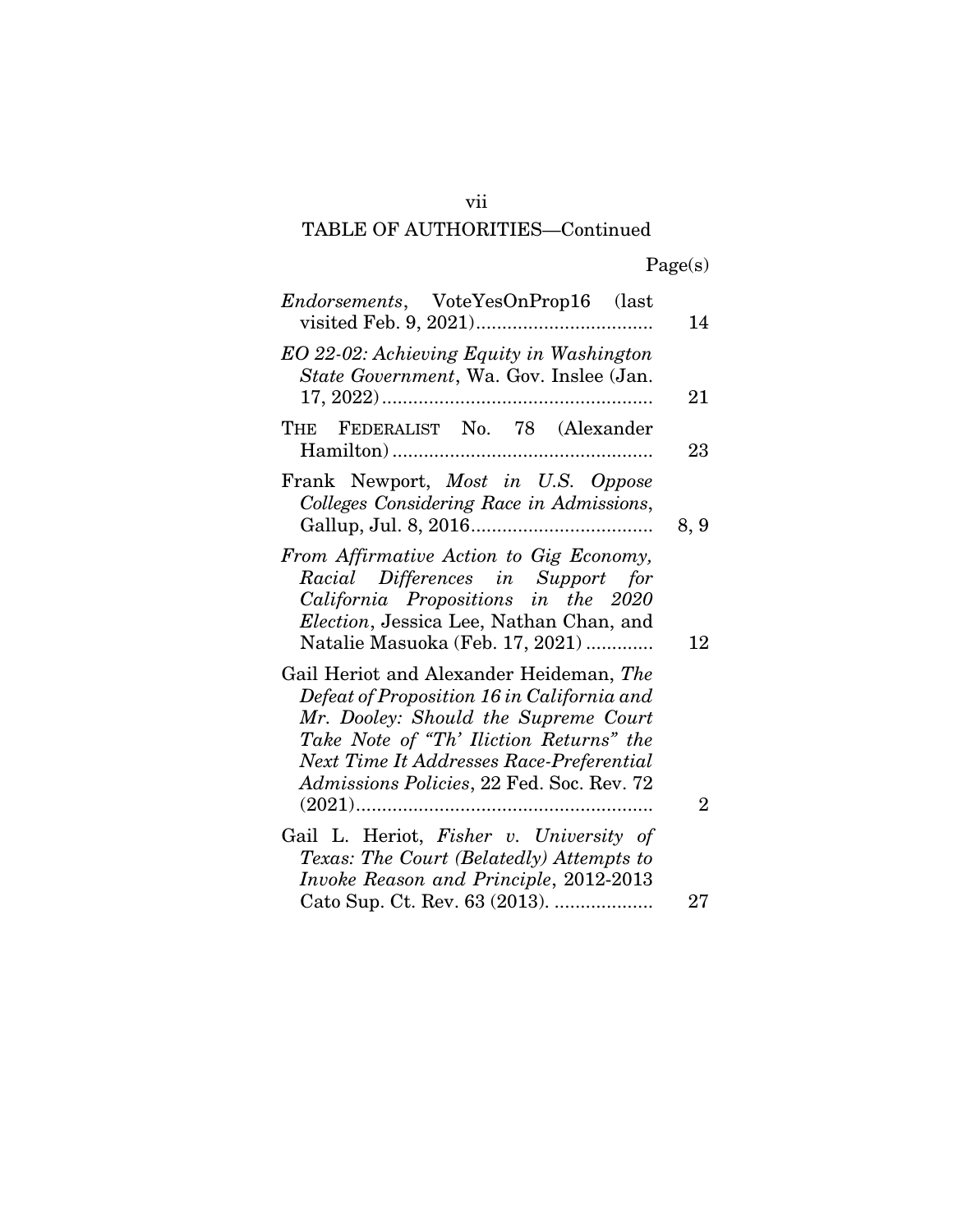TABLE OF AUTHORITIES—Continued

| | Page(s) |
|---|---|
| *Endorsements*, VoteYesOnProp16 (last visited Feb. 9, 2021) | 14 |
| *EO 22-02: Achieving Equity in Washington State Government*, Wa. Gov. Inslee (Jan. 17, 2022) | 21 |
| THE FEDERALIST No. 78 (Alexander Hamilton) | 23 |
| Frank Newport, *Most in U.S. Oppose Colleges Considering Race in Admissions*, Gallup, Jul. 8, 2016 | 8, 9 |
| *From Affirmative Action to Gig Economy, Racial Differences in Support for California Propositions in the 2020 Election*, Jessica Lee, Nathan Chan, and Natalie Masuoka (Feb. 17, 2021) | 12 |
| Gail Heriot and Alexander Heideman, *The Defeat of Proposition 16 in California and Mr. Dooley: Should the Supreme Court Take Note of "Th' Iliction Returns" the Next Time It Addresses Race-Preferential Admissions Policies*, 22 Fed. Soc. Rev. 72 (2021) | 2 |
| Gail L. Heriot, *Fisher v. University of Texas: The Court (Belatedly) Attempts to Invoke Reason and Principle*, 2012-2013 Cato Sup. Ct. Rev. 63 (2013). | 27 |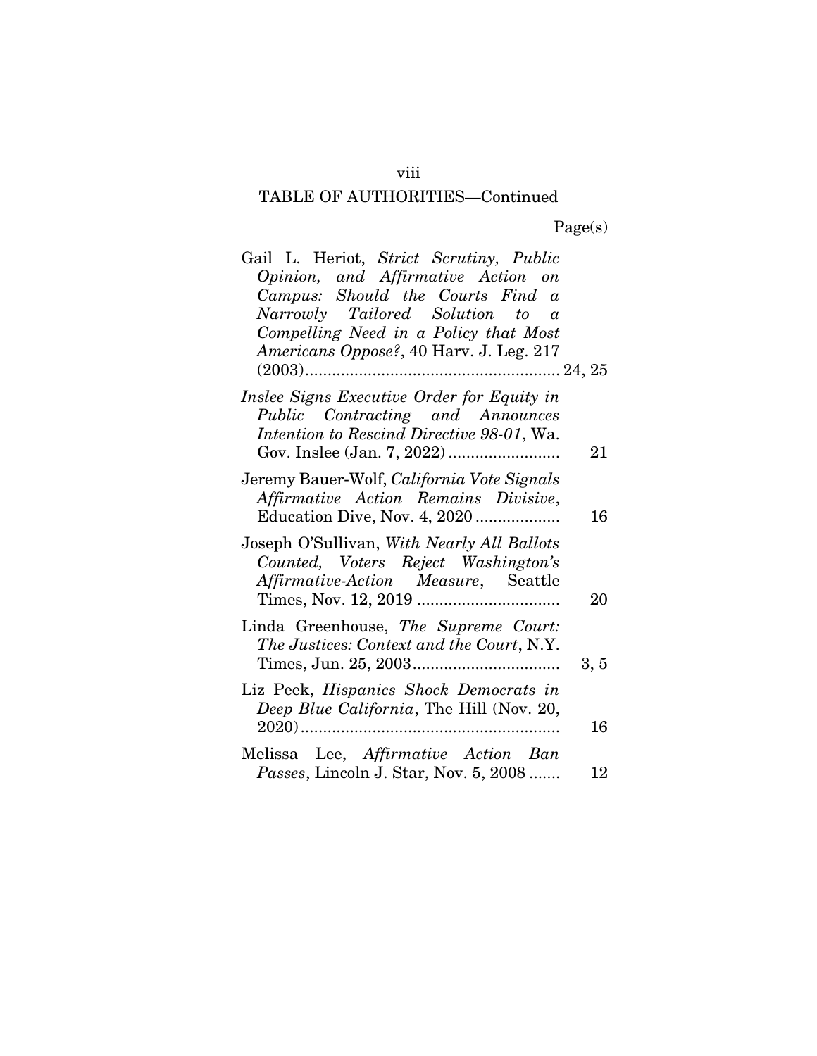TABLE OF AUTHORITIES—Continued

| | Page(s) |
|---|---|
| Gail L. Heriot, *Strict Scrutiny, Public Opinion, and Affirmative Action on Campus: Should the Courts Find a Narrowly Tailored Solution to a Compelling Need in a Policy that Most Americans Oppose?*, 40 Harv. J. Leg. 217 (2003) | 24, 25 |
| *Inslee Signs Executive Order for Equity in Public Contracting and Announces Intention to Rescind Directive 98-01*, Wa. Gov. Inslee (Jan. 7, 2022) | 21 |
| Jeremy Bauer-Wolf, *California Vote Signals Affirmative Action Remains Divisive*, Education Dive, Nov. 4, 2020 | 16 |
| Joseph O'Sullivan, *With Nearly All Ballots Counted, Voters Reject Washington's Affirmative-Action Measure*, Seattle Times, Nov. 12, 2019 | 20 |
| Linda Greenhouse, *The Supreme Court: The Justices: Context and the Court*, N.Y. Times, Jun. 25, 2003 | 3, 5 |
| Liz Peek, *Hispanics Shock Democrats in Deep Blue California*, The Hill (Nov. 20, 2020) | 16 |
| Melissa Lee, *Affirmative Action Ban Passes*, Lincoln J. Star, Nov. 5, 2008 | 12 |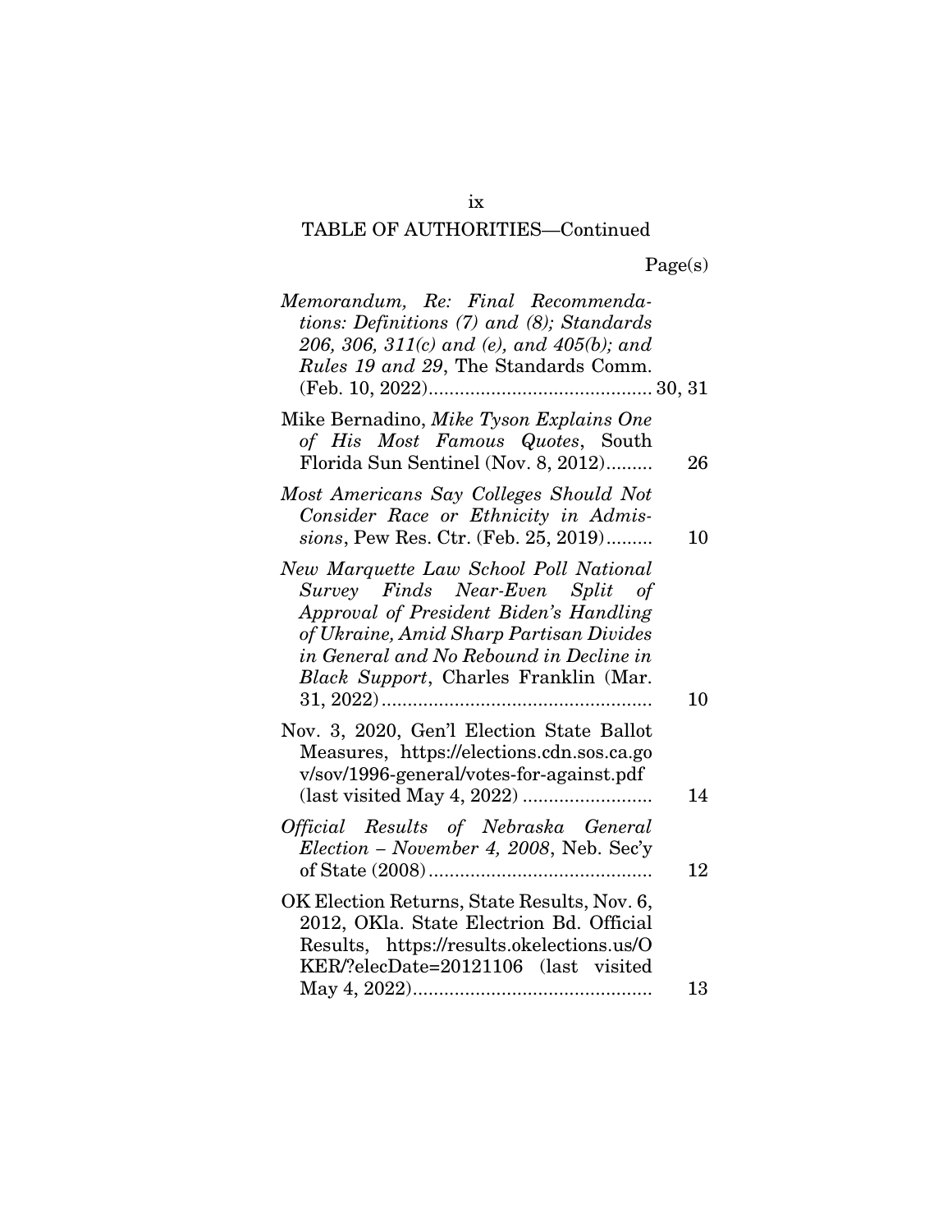## TABLE OF AUTHORITIES—Continued

| | Page(s) |
|---|---|
| *Memorandum, Re: Final Recommendations: Definitions (7) and (8); Standards 206, 306, 311(c) and (e), and 405(b); and Rules 19 and 29*, The Standards Comm. (Feb. 10, 2022) | 30, 31 |
| Mike Bernadino, *Mike Tyson Explains One of His Most Famous Quotes*, South Florida Sun Sentinel (Nov. 8, 2012) | 26 |
| *Most Americans Say Colleges Should Not Consider Race or Ethnicity in Admissions*, Pew Res. Ctr. (Feb. 25, 2019) | 10 |
| *New Marquette Law School Poll National Survey Finds Near-Even Split of Approval of President Biden's Handling of Ukraine, Amid Sharp Partisan Divides in General and No Rebound in Decline in Black Support*, Charles Franklin (Mar. 31, 2022) | 10 |
| Nov. 3, 2020, Gen'l Election State Ballot Measures, https://elections.cdn.sos.ca.gov/sov/1996-general/votes-for-against.pdf (last visited May 4, 2022) | 14 |
| *Official Results of Nebraska General Election – November 4, 2008*, Neb. Sec'y of State (2008) | 12 |
| OK Election Returns, State Results, Nov. 6, 2012, OKla. State Electrion Bd. Official Results, https://results.okelections.us/OKER/?elecDate=20121106 (last visited May 4, 2022) | 13 |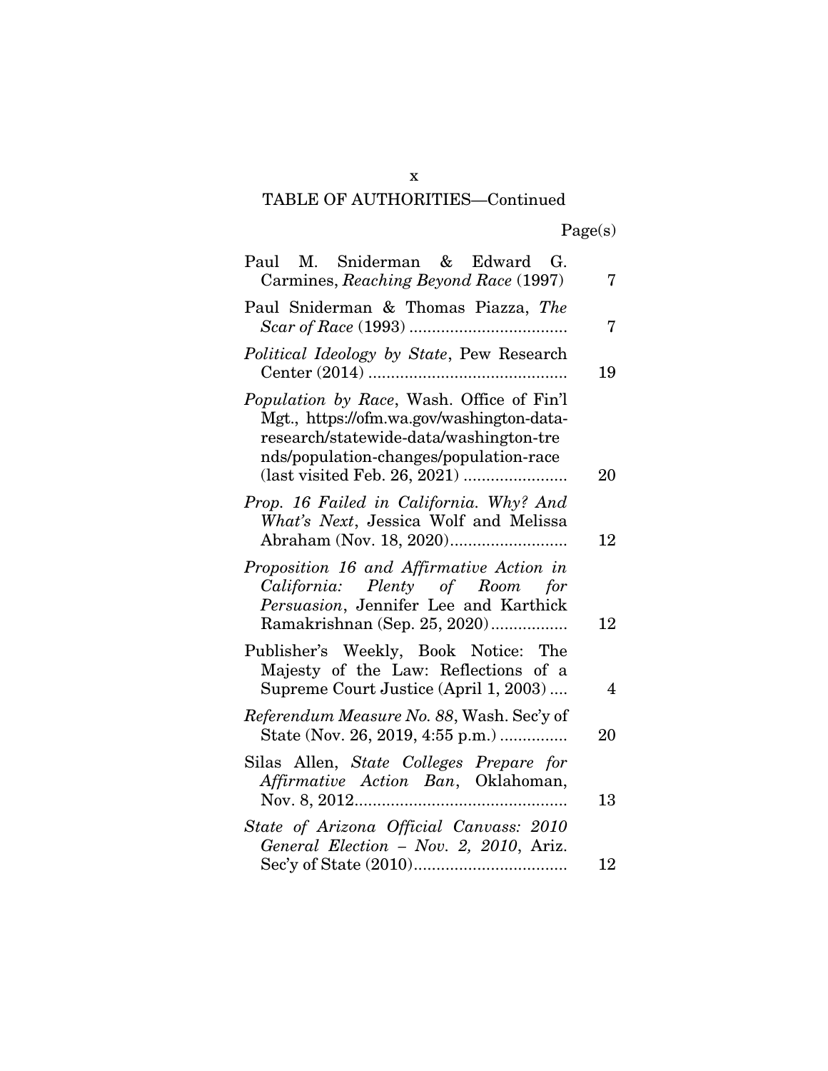TABLE OF AUTHORITIES—Continued

| | Page(s) |
|---|---|
| Paul M. Sniderman & Edward G. Carmines, *Reaching Beyond Race* (1997) | 7 |
| Paul Sniderman & Thomas Piazza, *The Scar of Race* (1993) | 7 |
| *Political Ideology by State*, Pew Research Center (2014) | 19 |
| *Population by Race*, Wash. Office of Fin'l Mgt., https://ofm.wa.gov/washington-data-research/statewide-data/washington-trends/population-changes/population-race (last visited Feb. 26, 2021) | 20 |
| *Prop. 16 Failed in California. Why? And What's Next*, Jessica Wolf and Melissa Abraham (Nov. 18, 2020) | 12 |
| *Proposition 16 and Affirmative Action in California: Plenty of Room for Persuasion*, Jennifer Lee and Karthick Ramakrishnan (Sep. 25, 2020) | 12 |
| Publisher's Weekly, Book Notice: The Majesty of the Law: Reflections of a Supreme Court Justice (April 1, 2003) | 4 |
| *Referendum Measure No. 88*, Wash. Sec'y of State (Nov. 26, 2019, 4:55 p.m.) | 20 |
| Silas Allen, *State Colleges Prepare for Affirmative Action Ban*, Oklahoman, Nov. 8, 2012 | 13 |
| *State of Arizona Official Canvass: 2010 General Election – Nov. 2, 2010*, Ariz. Sec'y of State (2010) | 12 |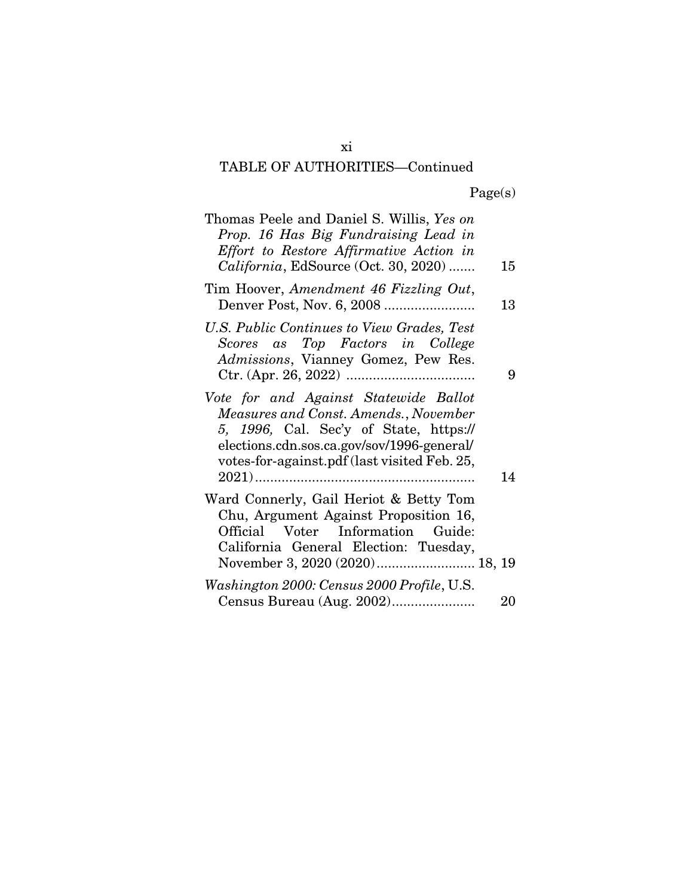TABLE OF AUTHORITIES—Continued

Page(s)

Thomas Peele and Daniel S. Willis, *Yes on Prop. 16 Has Big Fundraising Lead in Effort to Restore Affirmative Action in California*, EdSource (Oct. 30, 2020) ....... 15

Tim Hoover, *Amendment 46 Fizzling Out*, Denver Post, Nov. 6, 2008 ........................ 13

*U.S. Public Continues to View Grades, Test Scores as Top Factors in College Admissions*, Vianney Gomez, Pew Res. Ctr. (Apr. 26, 2022) .................................. 9

*Vote for and Against Statewide Ballot Measures and Const. Amends., November 5, 1996,* Cal. Sec'y of State, https://elections.cdn.sos.ca.gov/sov/1996-general/votes-for-against.pdf (last visited Feb. 25, 2021) .......................................................... 14

Ward Connerly, Gail Heriot & Betty Tom Chu, Argument Against Proposition 16, Official Voter Information Guide: California General Election: Tuesday, November 3, 2020 (2020) .......................... 18, 19

*Washington 2000: Census 2000 Profile*, U.S. Census Bureau (Aug. 2002)...................... 20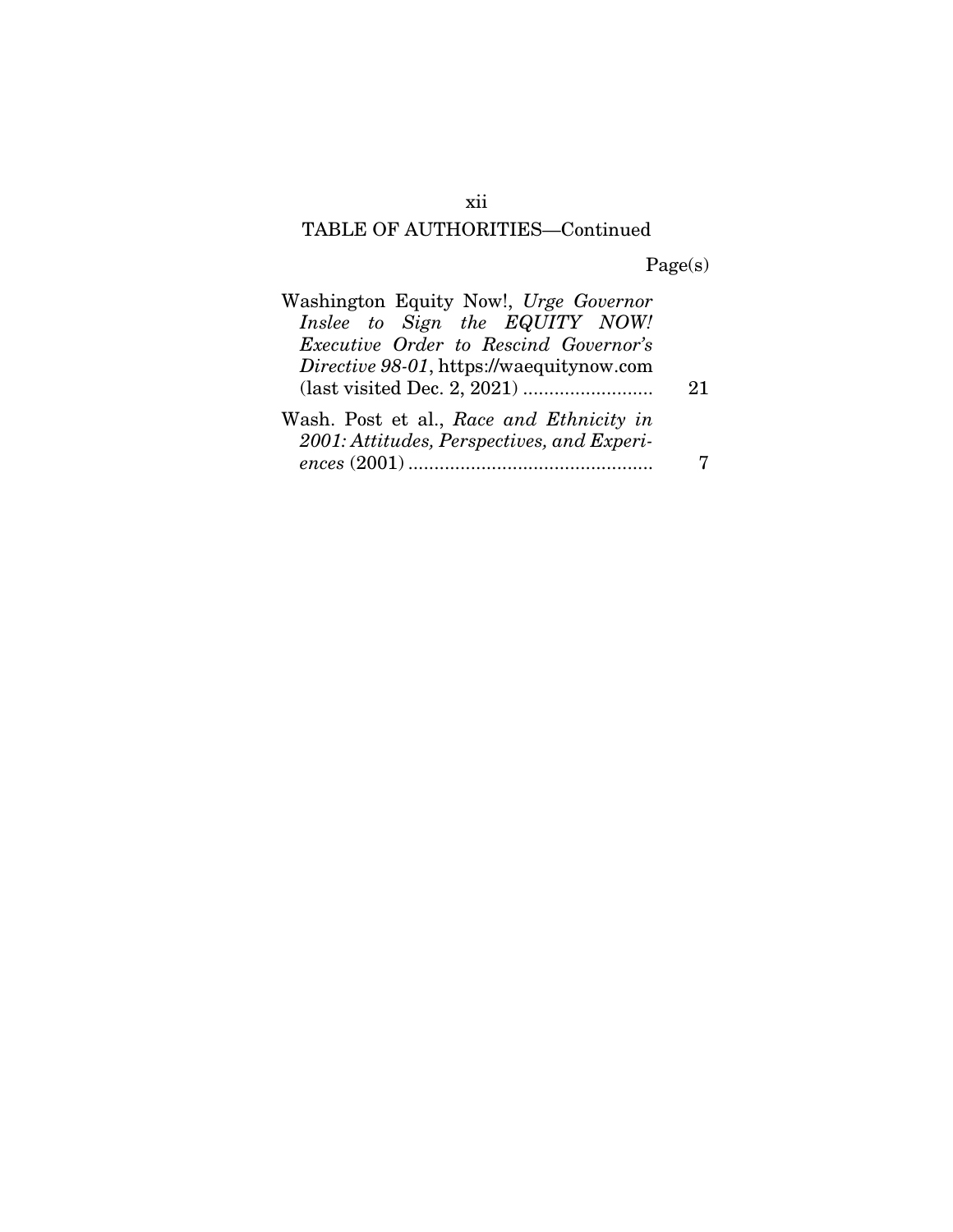## TABLE OF AUTHORITIES—Continued

| | Page(s) |
|---|---|
| Washington Equity Now!, *Urge Governor Inslee to Sign the EQUITY NOW! Executive Order to Rescind Governor's Directive 98-01*, https://waequitynow.com (last visited Dec. 2, 2021) | 21 |
| Wash. Post et al., *Race and Ethnicity in 2001: Attitudes, Perspectives, and Experiences* (2001) | 7 |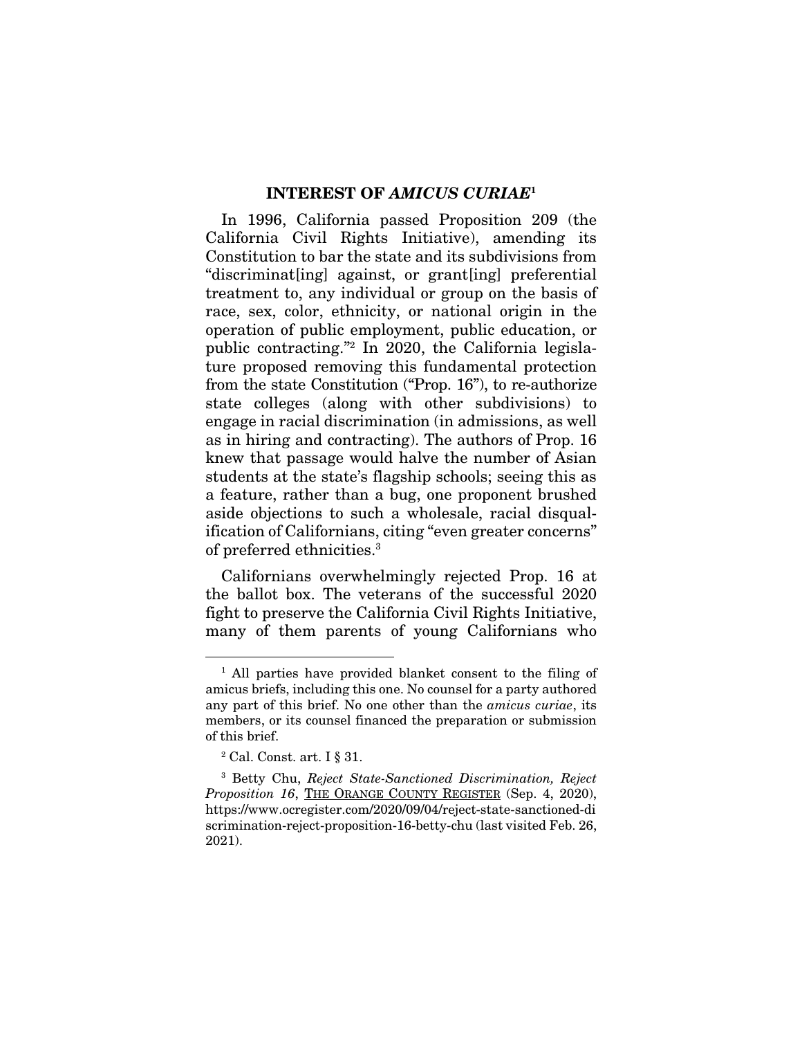## INTEREST OF *AMICUS CURIAE*[1]

In 1996, California passed Proposition 209 (the California Civil Rights Initiative), amending its Constitution to bar the state and its subdivisions from "discriminat[ing] against, or grant[ing] preferential treatment to, any individual or group on the basis of race, sex, color, ethnicity, or national origin in the operation of public employment, public education, or public contracting."[2] In 2020, the California legislature proposed removing this fundamental protection from the state Constitution ("Prop. 16"), to re-authorize state colleges (along with other subdivisions) to engage in racial discrimination (in admissions, as well as in hiring and contracting). The authors of Prop. 16 knew that passage would halve the number of Asian students at the state's flagship schools; seeing this as a feature, rather than a bug, one proponent brushed aside objections to such a wholesale, racial disqualification of Californians, citing "even greater concerns" of preferred ethnicities.[3]

Californians overwhelmingly rejected Prop. 16 at the ballot box. The veterans of the successful 2020 fight to preserve the California Civil Rights Initiative, many of them parents of young Californians who

---

[1] All parties have provided blanket consent to the filing of amicus briefs, including this one. No counsel for a party authored any part of this brief. No one other than the *amicus curiae*, its members, or its counsel financed the preparation or submission of this brief.

[2] Cal. Const. art. I § 31.

[3] Betty Chu, *Reject State-Sanctioned Discrimination, Reject Proposition 16*, THE ORANGE COUNTY REGISTER (Sep. 4, 2020), https://www.ocregister.com/2020/09/04/reject-state-sanctioned-discrimination-reject-proposition-16-betty-chu (last visited Feb. 26, 2021).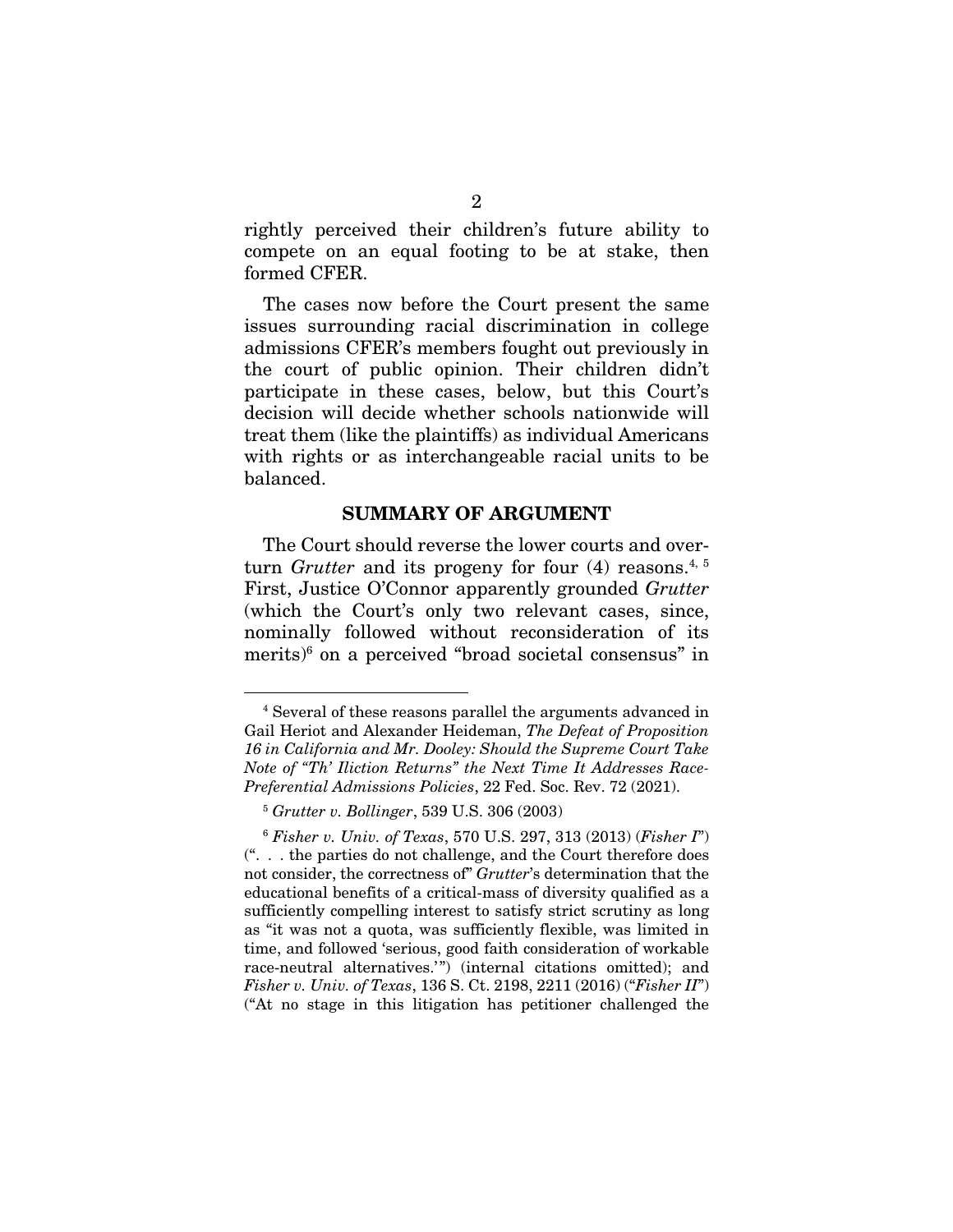rightly perceived their children's future ability to compete on an equal footing to be at stake, then formed CFER.

The cases now before the Court present the same issues surrounding racial discrimination in college admissions CFER's members fought out previously in the court of public opinion. Their children didn't participate in these cases, below, but this Court's decision will decide whether schools nationwide will treat them (like the plaintiffs) as individual Americans with rights or as interchangeable racial units to be balanced.

## SUMMARY OF ARGUMENT

The Court should reverse the lower courts and overturn *Grutter* and its progeny for four (4) reasons.[4, 5] First, Justice O'Connor apparently grounded *Grutter* (which the Court's only two relevant cases, since, nominally followed without reconsideration of its merits)[6] on a perceived "broad societal consensus" in

---

[4] Several of these reasons parallel the arguments advanced in Gail Heriot and Alexander Heideman, *The Defeat of Proposition 16 in California and Mr. Dooley: Should the Supreme Court Take Note of "Th' Iliction Returns" the Next Time It Addresses Race-Preferential Admissions Policies*, 22 Fed. Soc. Rev. 72 (2021).

[5] *Grutter v. Bollinger*, 539 U.S. 306 (2003)

[6] *Fisher v. Univ. of Texas*, 570 U.S. 297, 313 (2013) (*Fisher I*") (". . . the parties do not challenge, and the Court therefore does not consider, the correctness of" *Grutter*'s determination that the educational benefits of a critical-mass of diversity qualified as a sufficiently compelling interest to satisfy strict scrutiny as long as "it was not a quota, was sufficiently flexible, was limited in time, and followed 'serious, good faith consideration of workable race-neutral alternatives.'") (internal citations omitted); and *Fisher v. Univ. of Texas*, 136 S. Ct. 2198, 2211 (2016) ("*Fisher II*") ("At no stage in this litigation has petitioner challenged the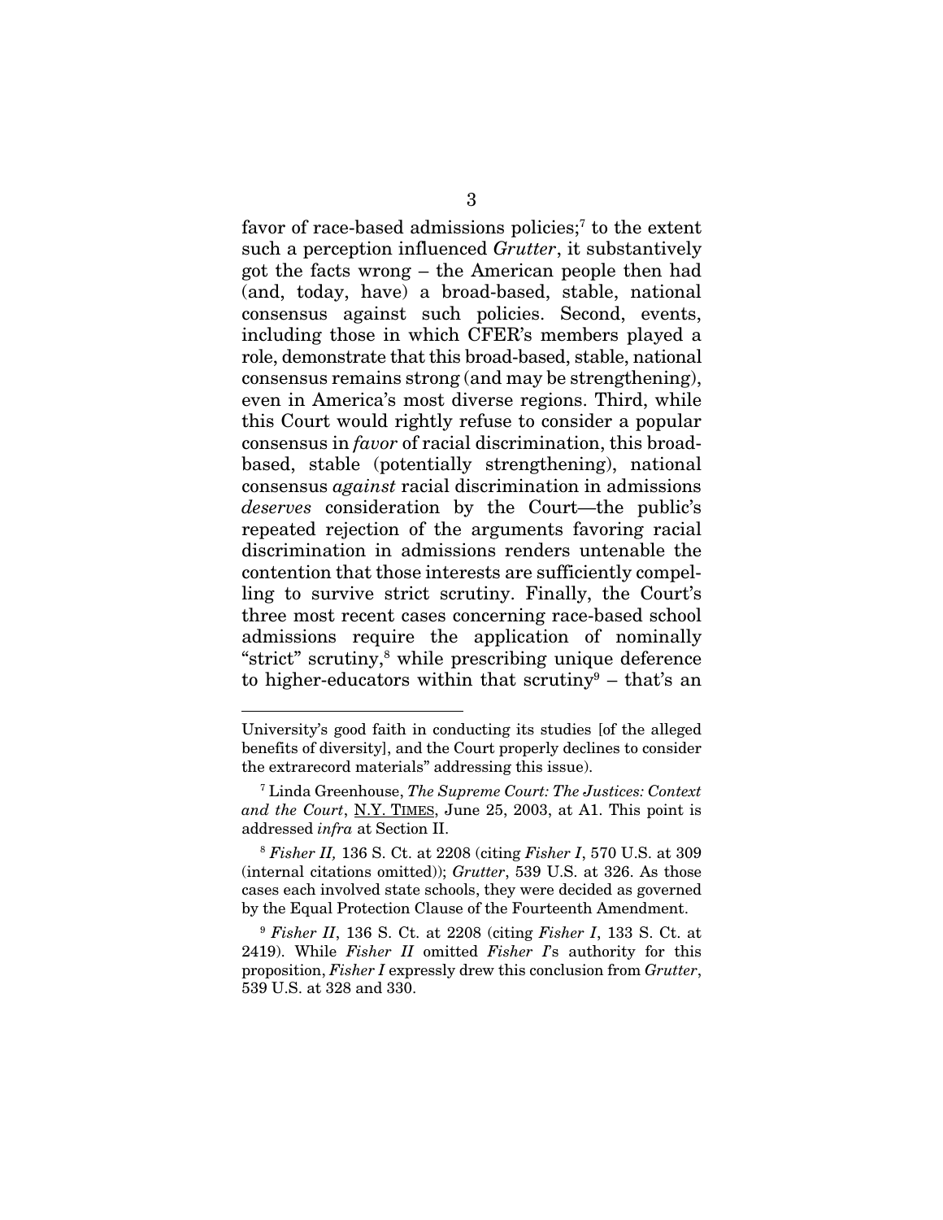favor of race-based admissions policies;[7] to the extent such a perception influenced *Grutter*, it substantively got the facts wrong – the American people then had (and, today, have) a broad-based, stable, national consensus against such policies. Second, events, including those in which CFER's members played a role, demonstrate that this broad-based, stable, national consensus remains strong (and may be strengthening), even in America's most diverse regions. Third, while this Court would rightly refuse to consider a popular consensus in *favor* of racial discrimination, this broad-based, stable (potentially strengthening), national consensus *against* racial discrimination in admissions *deserves* consideration by the Court—the public's repeated rejection of the arguments favoring racial discrimination in admissions renders untenable the contention that those interests are sufficiently compelling to survive strict scrutiny. Finally, the Court's three most recent cases concerning race-based school admissions require the application of nominally "strict" scrutiny,[8] while prescribing unique deference to higher-educators within that scrutiny[9] – that's an

---

University's good faith in conducting its studies [of the alleged benefits of diversity], and the Court properly declines to consider the extrarecord materials" addressing this issue).

[7] Linda Greenhouse, *The Supreme Court: The Justices: Context and the Court*, N.Y. TIMES, June 25, 2003, at A1. This point is addressed *infra* at Section II.

[8] *Fisher II,* 136 S. Ct. at 2208 (citing *Fisher I*, 570 U.S. at 309 (internal citations omitted)); *Grutter*, 539 U.S. at 326. As those cases each involved state schools, they were decided as governed by the Equal Protection Clause of the Fourteenth Amendment.

[9] *Fisher II*, 136 S. Ct. at 2208 (citing *Fisher I*, 133 S. Ct. at 2419). While *Fisher II* omitted *Fisher I*'s authority for this proposition, *Fisher I* expressly drew this conclusion from *Grutter*, 539 U.S. at 328 and 330.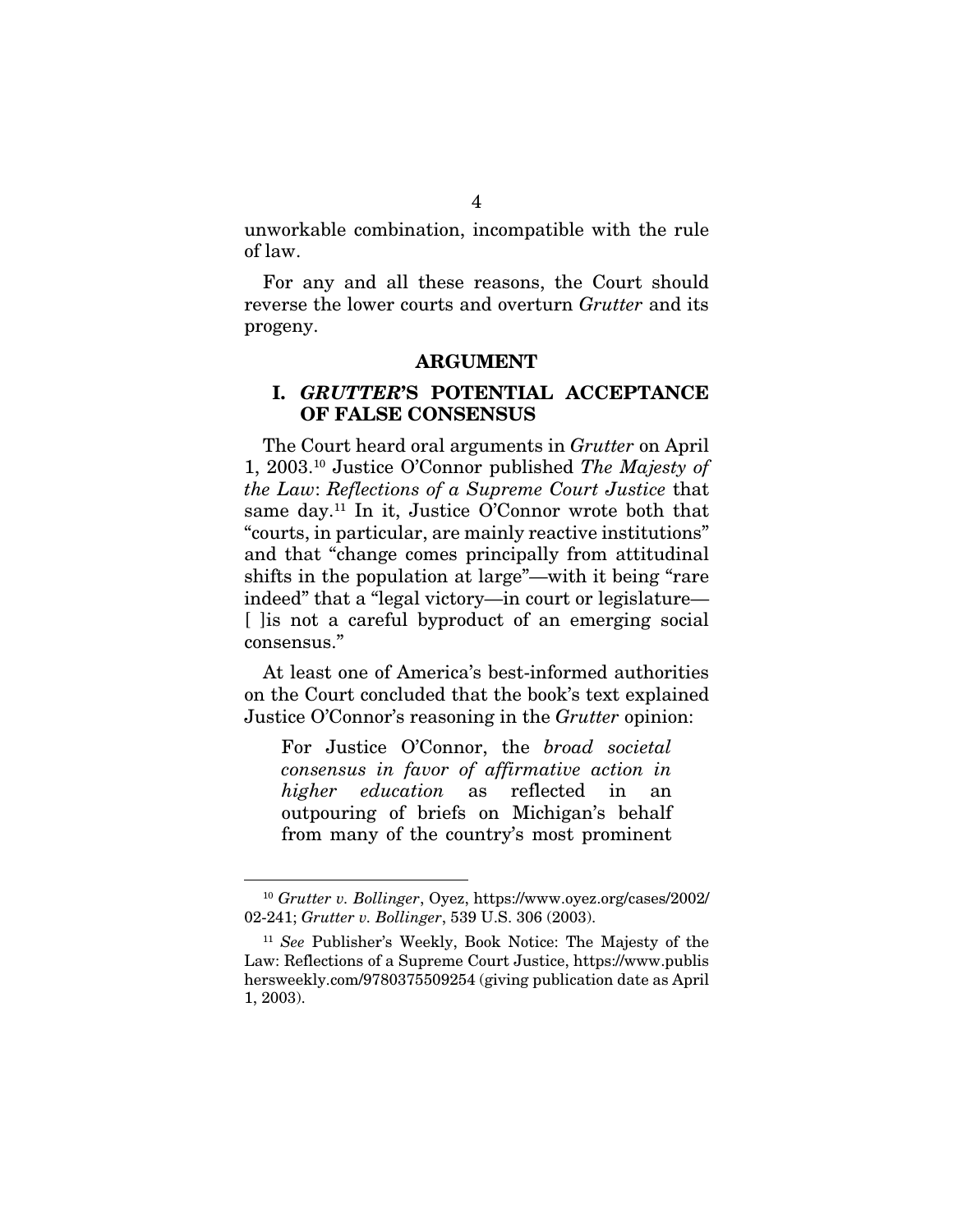unworkable combination, incompatible with the rule of law.

For any and all these reasons, the Court should reverse the lower courts and overturn *Grutter* and its progeny.

## ARGUMENT

### I. *GRUTTER*'S POTENTIAL ACCEPTANCE OF FALSE CONSENSUS

The Court heard oral arguments in *Grutter* on April 1, 2003.[10] Justice O'Connor published *The Majesty of the Law*: *Reflections of a Supreme Court Justice* that same day.[11] In it, Justice O'Connor wrote both that "courts, in particular, are mainly reactive institutions" and that "change comes principally from attitudinal shifts in the population at large"—with it being "rare indeed" that a "legal victory—in court or legislature—[ ]is not a careful byproduct of an emerging social consensus."

At least one of America's best-informed authorities on the Court concluded that the book's text explained Justice O'Connor's reasoning in the *Grutter* opinion:

> For Justice O'Connor, the *broad societal consensus in favor of affirmative action in higher education* as reflected in an outpouring of briefs on Michigan's behalf from many of the country's most prominent

---

[10] *Grutter v. Bollinger*, Oyez, https://www.oyez.org/cases/2002/02-241; *Grutter v. Bollinger*, 539 U.S. 306 (2003).

[11] *See* Publisher's Weekly, Book Notice: The Majesty of the Law: Reflections of a Supreme Court Justice, https://www.publishersweekly.com/9780375509254 (giving publication date as April 1, 2003).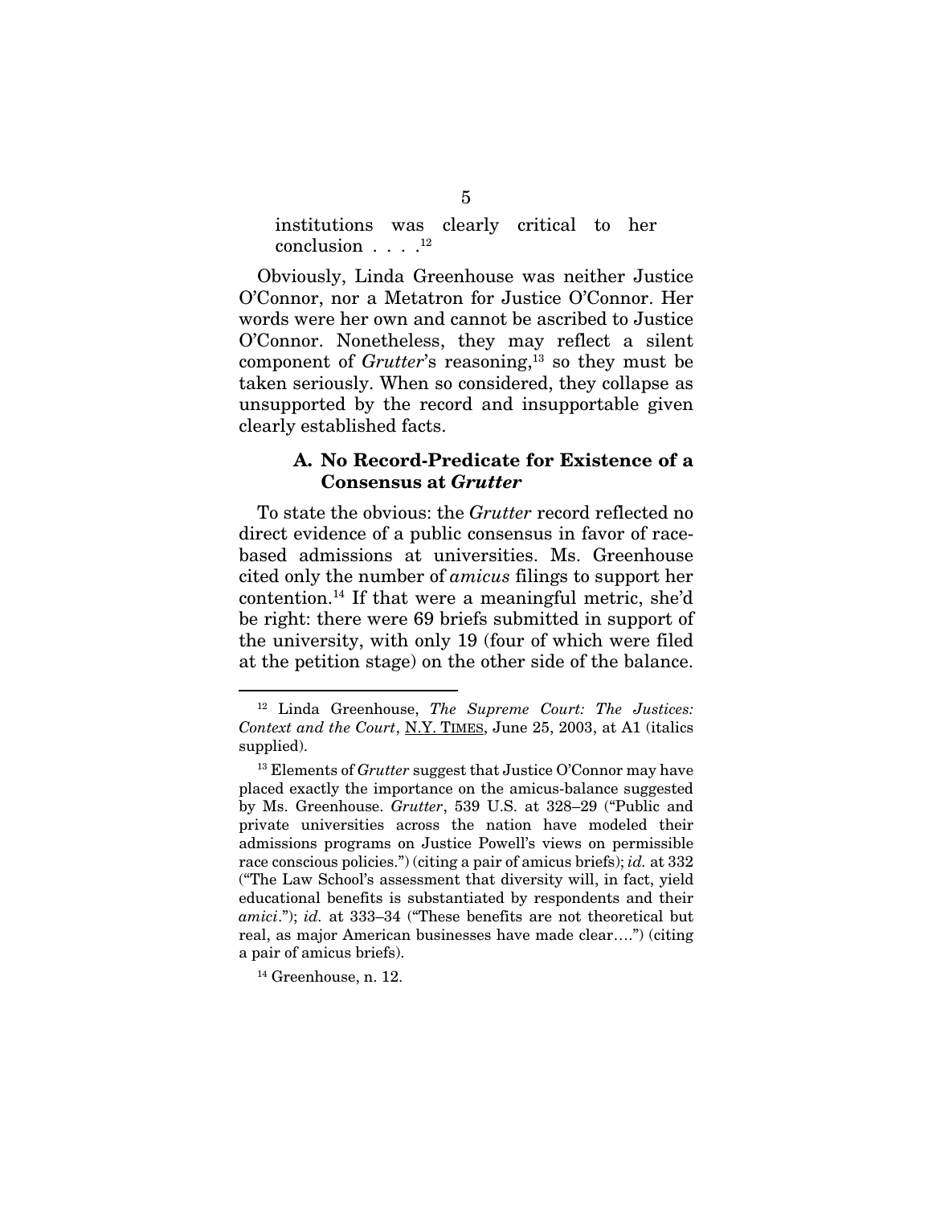institutions was clearly critical to her conclusion . . . .[12]

Obviously, Linda Greenhouse was neither Justice O'Connor, nor a Metatron for Justice O'Connor. Her words were her own and cannot be ascribed to Justice O'Connor. Nonetheless, they may reflect a silent component of *Grutter*'s reasoning,[13] so they must be taken seriously. When so considered, they collapse as unsupported by the record and insupportable given clearly established facts.

### A. No Record-Predicate for Existence of a Consensus at *Grutter*

To state the obvious: the *Grutter* record reflected no direct evidence of a public consensus in favor of race-based admissions at universities. Ms. Greenhouse cited only the number of *amicus* filings to support her contention.[14] If that were a meaningful metric, she'd be right: there were 69 briefs submitted in support of the university, with only 19 (four of which were filed at the petition stage) on the other side of the balance.

---

[12] Linda Greenhouse, *The Supreme Court: The Justices: Context and the Court*, N.Y. TIMES, June 25, 2003, at A1 (italics supplied).

[13] Elements of *Grutter* suggest that Justice O'Connor may have placed exactly the importance on the amicus-balance suggested by Ms. Greenhouse. *Grutter*, 539 U.S. at 328–29 ("Public and private universities across the nation have modeled their admissions programs on Justice Powell's views on permissible race conscious policies.") (citing a pair of amicus briefs); *id.* at 332 ("The Law School's assessment that diversity will, in fact, yield educational benefits is substantiated by respondents and their *amici*."); *id.* at 333–34 ("These benefits are not theoretical but real, as major American businesses have made clear….") (citing a pair of amicus briefs).

[14] Greenhouse, n. 12.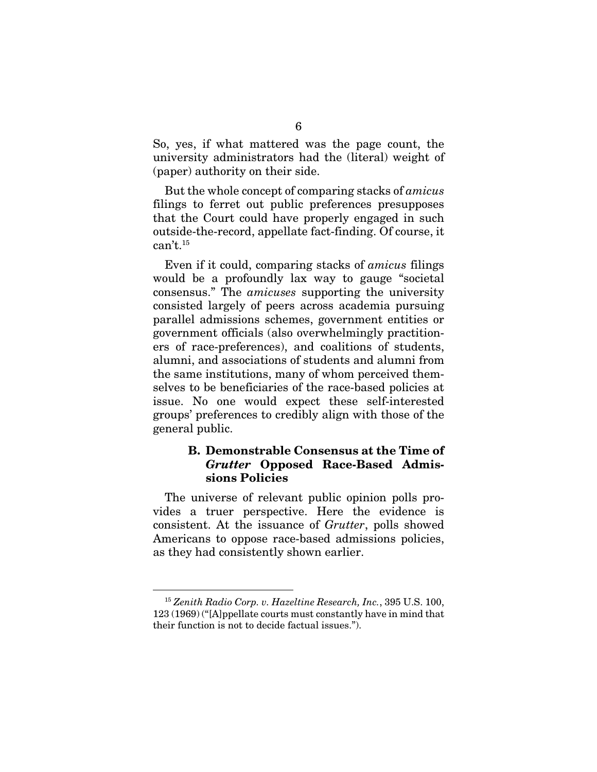So, yes, if what mattered was the page count, the university administrators had the (literal) weight of (paper) authority on their side.

But the whole concept of comparing stacks of *amicus* filings to ferret out public preferences presupposes that the Court could have properly engaged in such outside-the-record, appellate fact-finding. Of course, it can't.[15]

Even if it could, comparing stacks of *amicus* filings would be a profoundly lax way to gauge "societal consensus." The *amicuses* supporting the university consisted largely of peers across academia pursuing parallel admissions schemes, government entities or government officials (also overwhelmingly practitioners of race-preferences), and coalitions of students, alumni, and associations of students and alumni from the same institutions, many of whom perceived themselves to be beneficiaries of the race-based policies at issue. No one would expect these self-interested groups' preferences to credibly align with those of the general public.

### B. Demonstrable Consensus at the Time of *Grutter* Opposed Race-Based Admissions Policies

The universe of relevant public opinion polls provides a truer perspective. Here the evidence is consistent. At the issuance of *Grutter*, polls showed Americans to oppose race-based admissions policies, as they had consistently shown earlier.

---

[15] *Zenith Radio Corp. v. Hazeltine Research, Inc.*, 395 U.S. 100, 123 (1969) ("[A]ppellate courts must constantly have in mind that their function is not to decide factual issues.").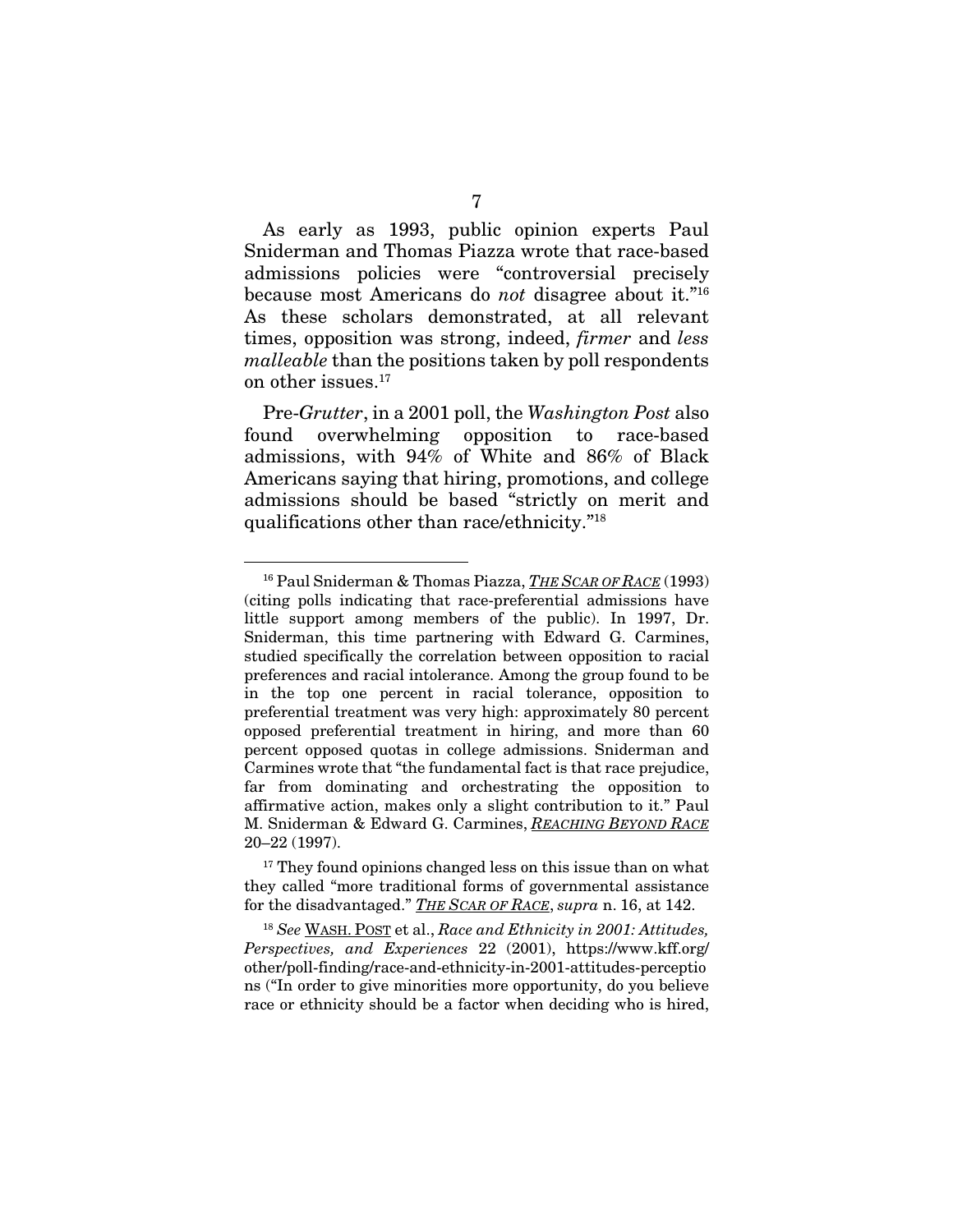As early as 1993, public opinion experts Paul Sniderman and Thomas Piazza wrote that race-based admissions policies were "controversial precisely because most Americans do *not* disagree about it."[16] As these scholars demonstrated, at all relevant times, opposition was strong, indeed, *firmer* and *less malleable* than the positions taken by poll respondents on other issues.[17]

Pre-*Grutter*, in a 2001 poll, the *Washington Post* also found overwhelming opposition to race-based admissions, with 94% of White and 86% of Black Americans saying that hiring, promotions, and college admissions should be based "strictly on merit and qualifications other than race/ethnicity."[18]

---

[16] Paul Sniderman & Thomas Piazza, ***THE SCAR OF RACE*** (1993) (citing polls indicating that race-preferential admissions have little support among members of the public). In 1997, Dr. Sniderman, this time partnering with Edward G. Carmines, studied specifically the correlation between opposition to racial preferences and racial intolerance. Among the group found to be in the top one percent in racial tolerance, opposition to preferential treatment was very high: approximately 80 percent opposed preferential treatment in hiring, and more than 60 percent opposed quotas in college admissions. Sniderman and Carmines wrote that "the fundamental fact is that race prejudice, far from dominating and orchestrating the opposition to affirmative action, makes only a slight contribution to it." Paul M. Sniderman & Edward G. Carmines, ***REACHING BEYOND RACE*** 20–22 (1997).

[17] They found opinions changed less on this issue than on what they called "more traditional forms of governmental assistance for the disadvantaged." ***THE SCAR OF RACE***, *supra* n. 16, at 142.

[18] *See* WASH. POST et al., *Race and Ethnicity in 2001: Attitudes, Perspectives, and Experiences* 22 (2001), https://www.kff.org/other/poll-finding/race-and-ethnicity-in-2001-attitudes-perceptions ("In order to give minorities more opportunity, do you believe race or ethnicity should be a factor when deciding who is hired,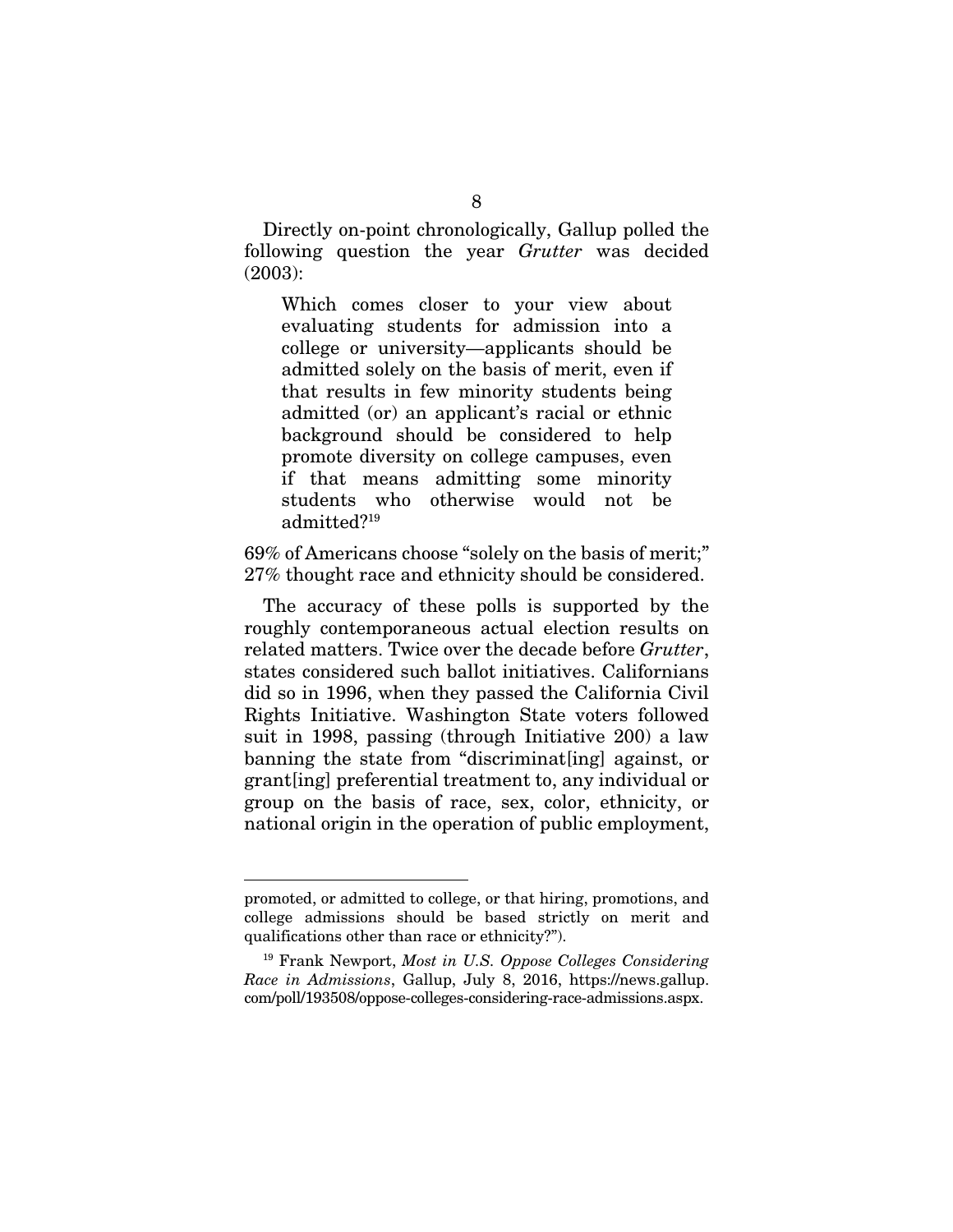Directly on-point chronologically, Gallup polled the following question the year *Grutter* was decided (2003):

> Which comes closer to your view about evaluating students for admission into a college or university—applicants should be admitted solely on the basis of merit, even if that results in few minority students being admitted (or) an applicant's racial or ethnic background should be considered to help promote diversity on college campuses, even if that means admitting some minority students who otherwise would not be admitted?[19]

69% of Americans choose "solely on the basis of merit;" 27% thought race and ethnicity should be considered.

The accuracy of these polls is supported by the roughly contemporaneous actual election results on related matters. Twice over the decade before *Grutter*, states considered such ballot initiatives. Californians did so in 1996, when they passed the California Civil Rights Initiative. Washington State voters followed suit in 1998, passing (through Initiative 200) a law banning the state from "discriminat[ing] against, or grant[ing] preferential treatment to, any individual or group on the basis of race, sex, color, ethnicity, or national origin in the operation of public employment,

---

promoted, or admitted to college, or that hiring, promotions, and college admissions should be based strictly on merit and qualifications other than race or ethnicity?").

[19] Frank Newport, *Most in U.S. Oppose Colleges Considering Race in Admissions*, Gallup, July 8, 2016, https://news.gallup.com/poll/193508/oppose-colleges-considering-race-admissions.aspx.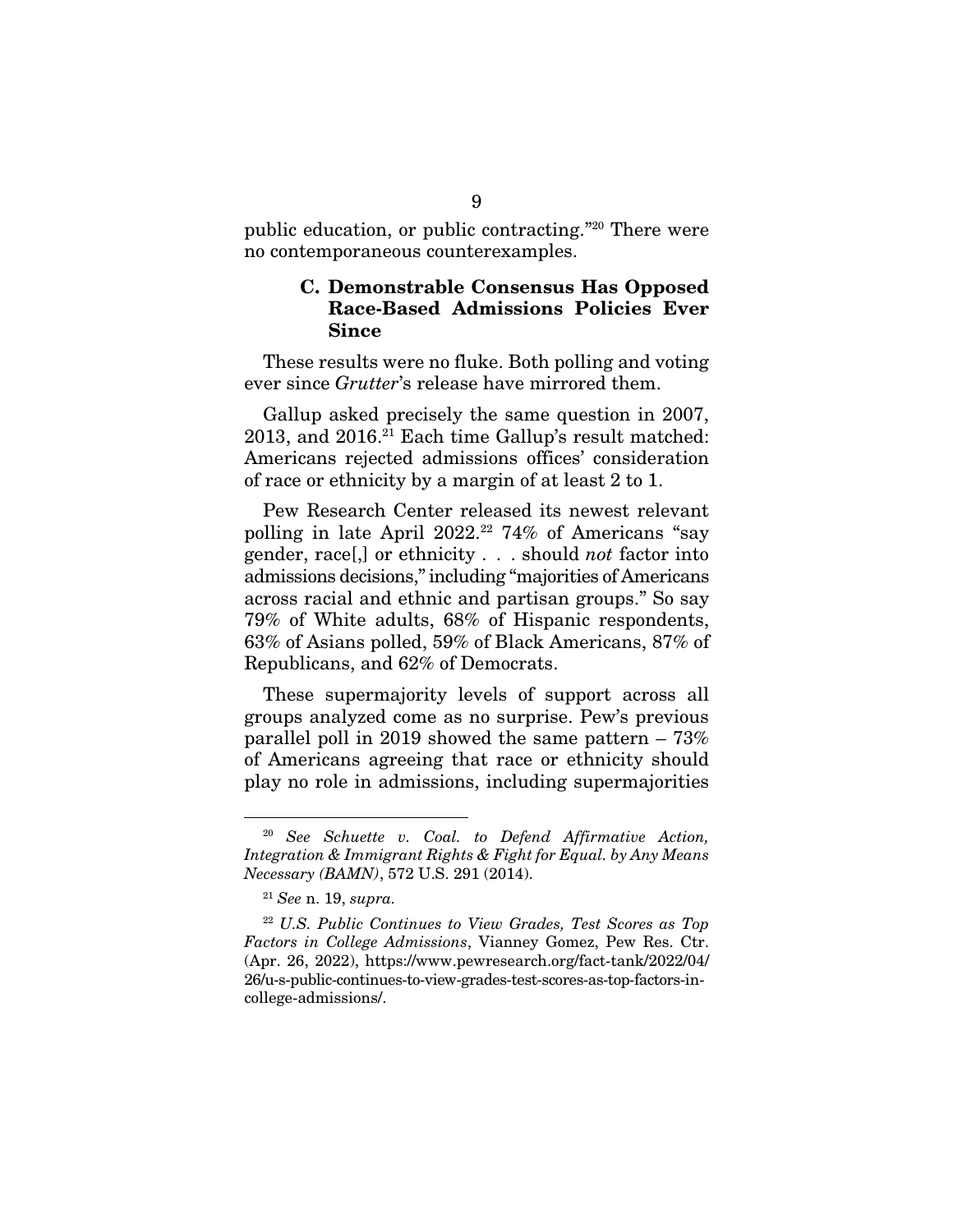public education, or public contracting."[20] There were no contemporaneous counterexamples.

### C. Demonstrable Consensus Has Opposed Race-Based Admissions Policies Ever Since

These results were no fluke. Both polling and voting ever since *Grutter*'s release have mirrored them.

Gallup asked precisely the same question in 2007, 2013, and 2016.[21] Each time Gallup's result matched: Americans rejected admissions offices' consideration of race or ethnicity by a margin of at least 2 to 1.

Pew Research Center released its newest relevant polling in late April 2022.[22] 74% of Americans "say gender, race[,] or ethnicity . . . should *not* factor into admissions decisions," including "majorities of Americans across racial and ethnic and partisan groups." So say 79% of White adults, 68% of Hispanic respondents, 63% of Asians polled, 59% of Black Americans, 87% of Republicans, and 62% of Democrats.

These supermajority levels of support across all groups analyzed come as no surprise. Pew's previous parallel poll in 2019 showed the same pattern – 73% of Americans agreeing that race or ethnicity should play no role in admissions, including supermajorities

---

[20] *See Schuette v. Coal. to Defend Affirmative Action, Integration & Immigrant Rights & Fight for Equal. by Any Means Necessary (BAMN)*, 572 U.S. 291 (2014).

[21] *See* n. 19, *supra*.

[22] *U.S. Public Continues to View Grades, Test Scores as Top Factors in College Admissions*, Vianney Gomez, Pew Res. Ctr. (Apr. 26, 2022), https://www.pewresearch.org/fact-tank/2022/04/26/u-s-public-continues-to-view-grades-test-scores-as-top-factors-in-college-admissions/.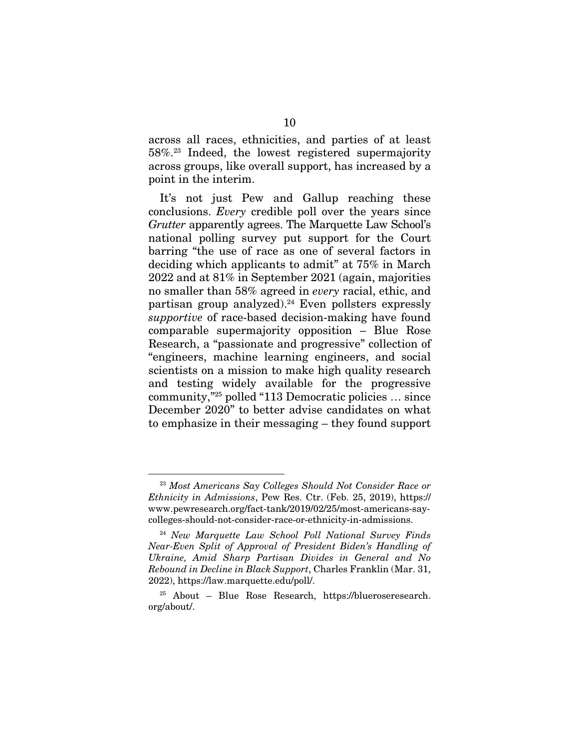across all races, ethnicities, and parties of at least 58%.[23] Indeed, the lowest registered supermajority across groups, like overall support, has increased by a point in the interim.

It's not just Pew and Gallup reaching these conclusions. *Every* credible poll over the years since *Grutter* apparently agrees. The Marquette Law School's national polling survey put support for the Court barring "the use of race as one of several factors in deciding which applicants to admit" at 75% in March 2022 and at 81% in September 2021 (again, majorities no smaller than 58% agreed in *every* racial, ethic, and partisan group analyzed).[24] Even pollsters expressly *supportive* of race-based decision-making have found comparable supermajority opposition – Blue Rose Research, a "passionate and progressive" collection of "engineers, machine learning engineers, and social scientists on a mission to make high quality research and testing widely available for the progressive community,"[25] polled "113 Democratic policies … since December 2020" to better advise candidates on what to emphasize in their messaging – they found support

---

[23] *Most Americans Say Colleges Should Not Consider Race or Ethnicity in Admissions*, Pew Res. Ctr. (Feb. 25, 2019), https://www.pewresearch.org/fact-tank/2019/02/25/most-americans-say-colleges-should-not-consider-race-or-ethnicity-in-admissions.

[24] *New Marquette Law School Poll National Survey Finds Near-Even Split of Approval of President Biden's Handling of Ukraine, Amid Sharp Partisan Divides in General and No Rebound in Decline in Black Support*, Charles Franklin (Mar. 31, 2022), https://law.marquette.edu/poll/.

[25] About – Blue Rose Research, https://blueroseresearch.org/about/.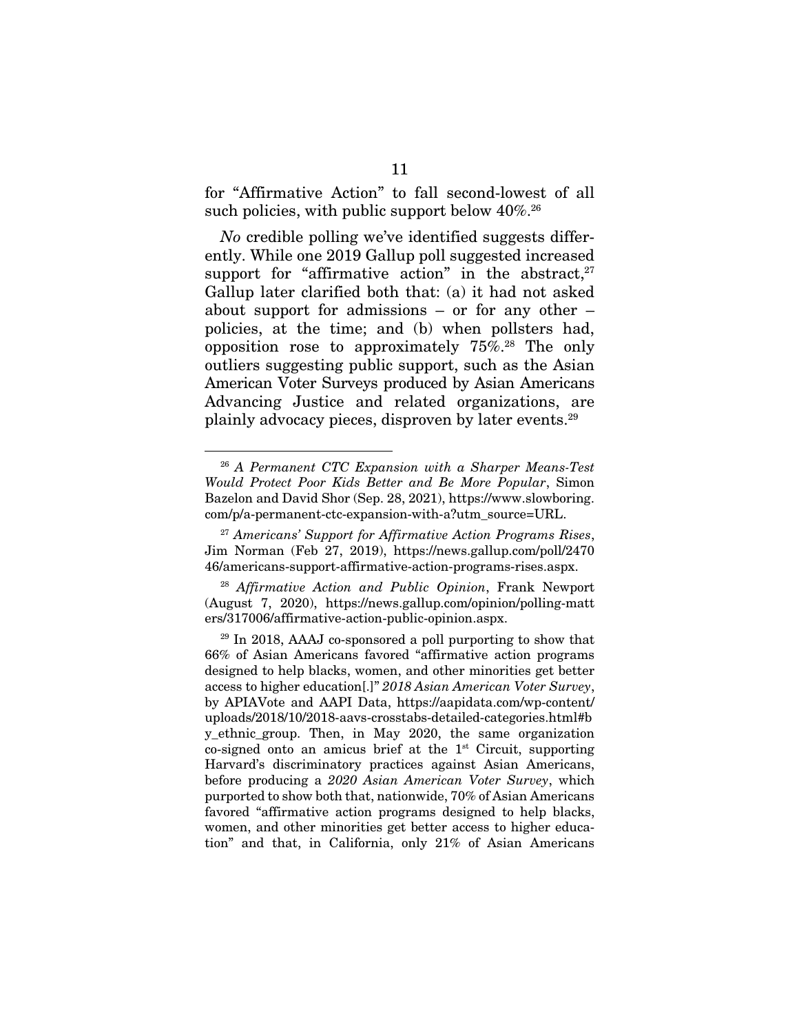for "Affirmative Action" to fall second-lowest of all such policies, with public support below 40%.[26]

*No* credible polling we've identified suggests differently. While one 2019 Gallup poll suggested increased support for "affirmative action" in the abstract,[27] Gallup later clarified both that: (a) it had not asked about support for admissions – or for any other – policies, at the time; and (b) when pollsters had, opposition rose to approximately 75%.[28] The only outliers suggesting public support, such as the Asian American Voter Surveys produced by Asian Americans Advancing Justice and related organizations, are plainly advocacy pieces, disproven by later events.[29]

---

[26] *A Permanent CTC Expansion with a Sharper Means-Test Would Protect Poor Kids Better and Be More Popular*, Simon Bazelon and David Shor (Sep. 28, 2021), https://www.slowboring.com/p/a-permanent-ctc-expansion-with-a?utm_source=URL.

[27] *Americans' Support for Affirmative Action Programs Rises*, Jim Norman (Feb 27, 2019), https://news.gallup.com/poll/247046/americans-support-affirmative-action-programs-rises.aspx.

[28] *Affirmative Action and Public Opinion*, Frank Newport (August 7, 2020), https://news.gallup.com/opinion/polling-matters/317006/affirmative-action-public-opinion.aspx.

[29] In 2018, AAAJ co-sponsored a poll purporting to show that 66% of Asian Americans favored "affirmative action programs designed to help blacks, women, and other minorities get better access to higher education[.]" *2018 Asian American Voter Survey*, by APIAVote and AAPI Data, https://aapidata.com/wp-content/uploads/2018/10/2018-aavs-crosstabs-detailed-categories.html#by_ethnic_group. Then, in May 2020, the same organization co-signed onto an amicus brief at the 1st Circuit, supporting Harvard's discriminatory practices against Asian Americans, before producing a *2020 Asian American Voter Survey*, which purported to show both that, nationwide, 70% of Asian Americans favored "affirmative action programs designed to help blacks, women, and other minorities get better access to higher education" and that, in California, only 21% of Asian Americans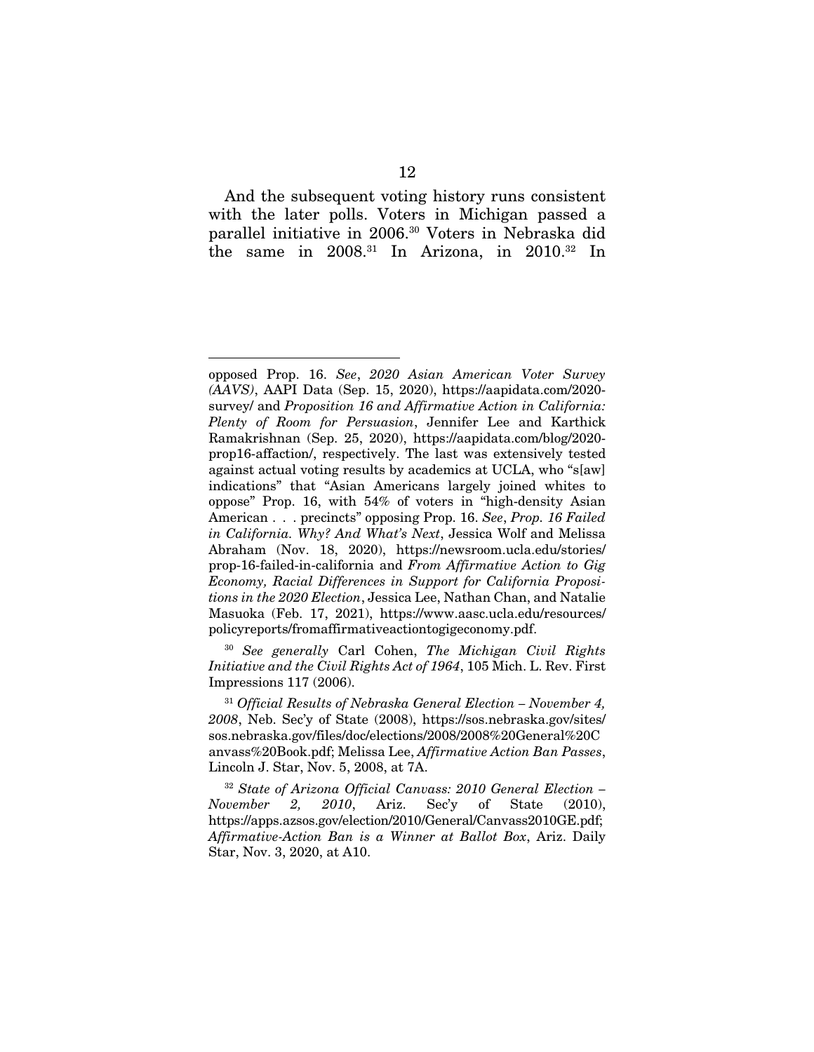And the subsequent voting history runs consistent with the later polls. Voters in Michigan passed a parallel initiative in 2006.[30] Voters in Nebraska did the same in 2008.[31] In Arizona, in 2010.[32] In

---

opposed Prop. 16. *See*, *2020 Asian American Voter Survey (AAVS)*, AAPI Data (Sep. 15, 2020), https://aapidata.com/2020-survey/ and *Proposition 16 and Affirmative Action in California: Plenty of Room for Persuasion*, Jennifer Lee and Karthick Ramakrishnan (Sep. 25, 2020), https://aapidata.com/blog/2020-prop16-affaction/, respectively. The last was extensively tested against actual voting results by academics at UCLA, who "s[aw] indications" that "Asian Americans largely joined whites to oppose" Prop. 16, with 54% of voters in "high-density Asian American . . . precincts" opposing Prop. 16. *See*, *Prop. 16 Failed in California. Why? And What's Next*, Jessica Wolf and Melissa Abraham (Nov. 18, 2020), https://newsroom.ucla.edu/stories/prop-16-failed-in-california and *From Affirmative Action to Gig Economy, Racial Differences in Support for California Propositions in the 2020 Election*, Jessica Lee, Nathan Chan, and Natalie Masuoka (Feb. 17, 2021), https://www.aasc.ucla.edu/resources/policyreports/fromaffirmativeactiontogigeconomy.pdf.

[30] *See generally* Carl Cohen, *The Michigan Civil Rights Initiative and the Civil Rights Act of 1964*, 105 Mich. L. Rev. First Impressions 117 (2006).

[31] *Official Results of Nebraska General Election – November 4, 2008*, Neb. Sec'y of State (2008), https://sos.nebraska.gov/sites/sos.nebraska.gov/files/doc/elections/2008/2008%20General%20Canvass%20Book.pdf; Melissa Lee, *Affirmative Action Ban Passes*, Lincoln J. Star, Nov. 5, 2008, at 7A.

[32] *State of Arizona Official Canvass: 2010 General Election – November 2, 2010*, Ariz. Sec'y of State (2010), https://apps.azsos.gov/election/2010/General/Canvass2010GE.pdf; *Affirmative-Action Ban is a Winner at Ballot Box*, Ariz. Daily Star, Nov. 3, 2020, at A10.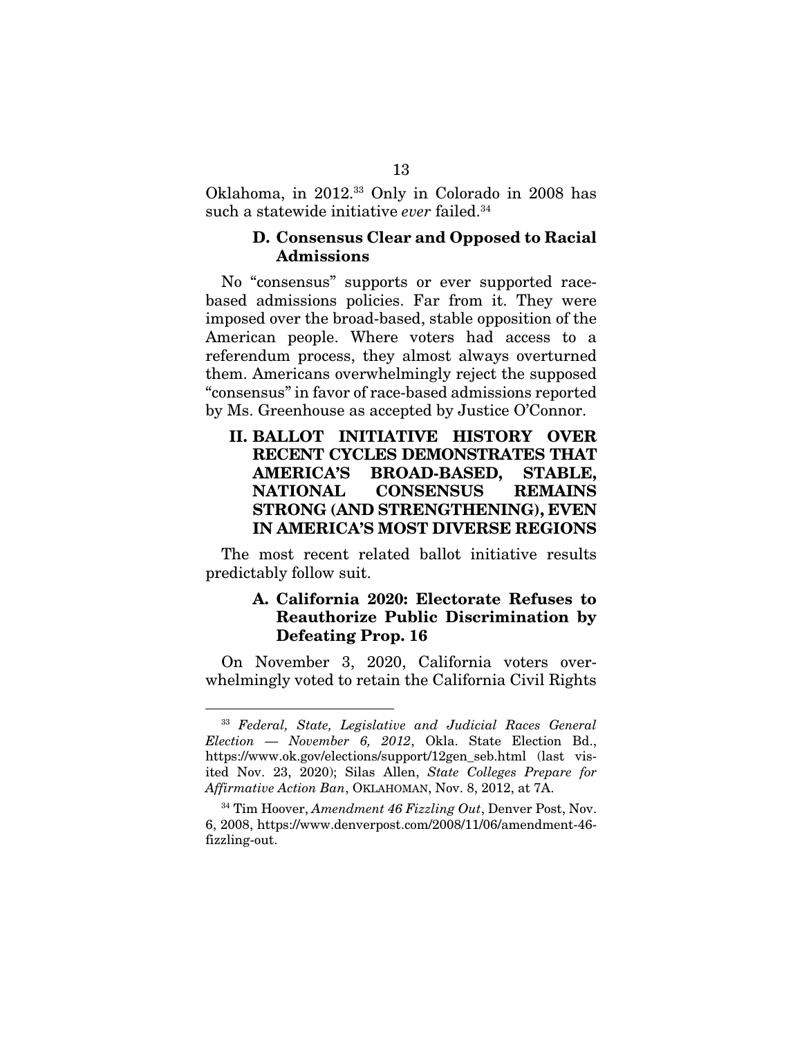Oklahoma, in 2012.[33] Only in Colorado in 2008 has such a statewide initiative *ever* failed.[34]

### D. Consensus Clear and Opposed to Racial Admissions

No "consensus" supports or ever supported race-based admissions policies. Far from it. They were imposed over the broad-based, stable opposition of the American people. Where voters had access to a referendum process, they almost always overturned them. Americans overwhelmingly reject the supposed "consensus" in favor of race-based admissions reported by Ms. Greenhouse as accepted by Justice O'Connor.

## II. BALLOT INITIATIVE HISTORY OVER RECENT CYCLES DEMONSTRATES THAT AMERICA'S BROAD-BASED, STABLE, NATIONAL CONSENSUS REMAINS STRONG (AND STRENGTHENING), EVEN IN AMERICA'S MOST DIVERSE REGIONS

The most recent related ballot initiative results predictably follow suit.

### A. California 2020: Electorate Refuses to Reauthorize Public Discrimination by Defeating Prop. 16

On November 3, 2020, California voters overwhelmingly voted to retain the California Civil Rights

---

[33] *Federal, State, Legislative and Judicial Races General Election — November 6, 2012*, Okla. State Election Bd., https://www.ok.gov/elections/support/12gen_seb.html (last visited Nov. 23, 2020); Silas Allen, *State Colleges Prepare for Affirmative Action Ban*, OKLAHOMAN, Nov. 8, 2012, at 7A.

[34] Tim Hoover, *Amendment 46 Fizzling Out*, Denver Post, Nov. 6, 2008, https://www.denverpost.com/2008/11/06/amendment-46-fizzling-out.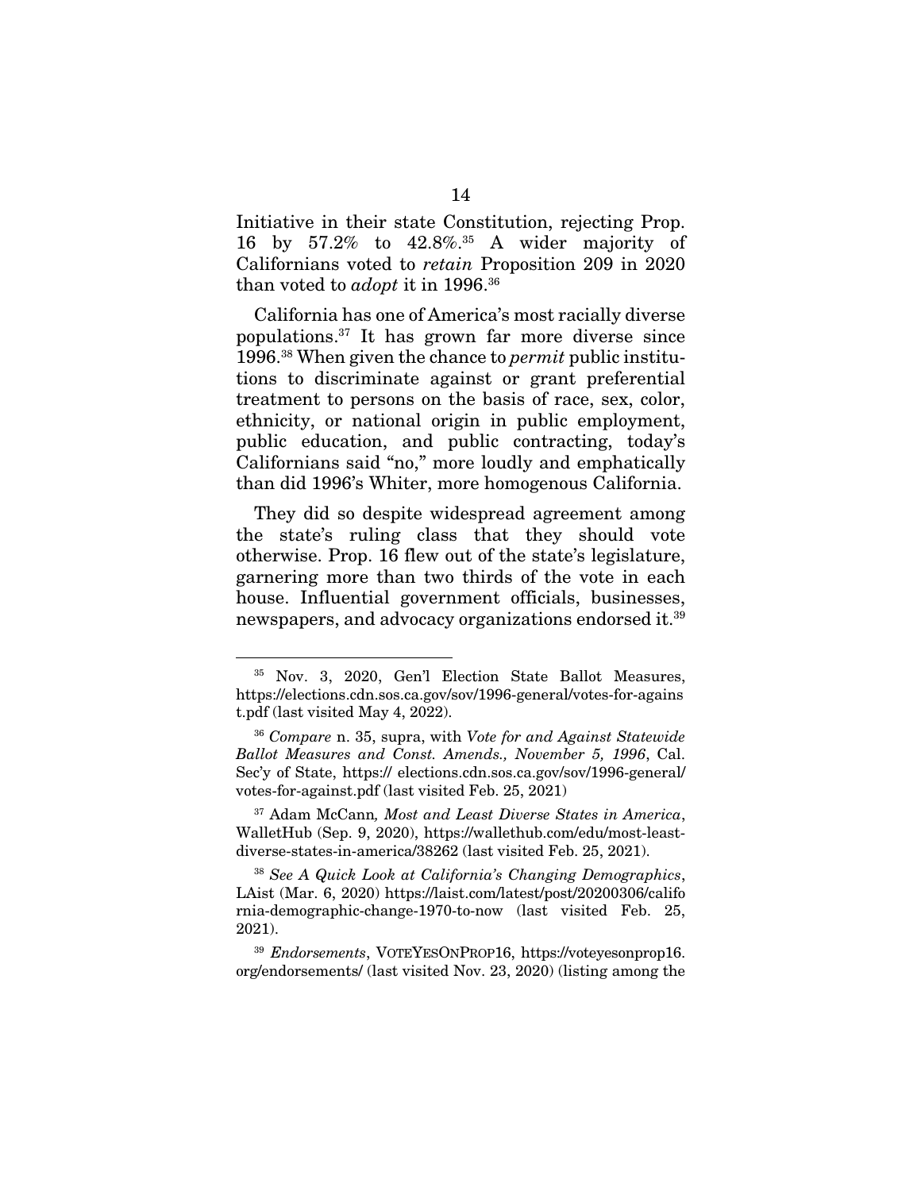Initiative in their state Constitution, rejecting Prop. 16 by 57.2% to 42.8%.[35] A wider majority of Californians voted to *retain* Proposition 209 in 2020 than voted to *adopt* it in 1996.[36]

California has one of America's most racially diverse populations.[37] It has grown far more diverse since 1996.[38] When given the chance to *permit* public institutions to discriminate against or grant preferential treatment to persons on the basis of race, sex, color, ethnicity, or national origin in public employment, public education, and public contracting, today's Californians said "no," more loudly and emphatically than did 1996's Whiter, more homogenous California.

They did so despite widespread agreement among the state's ruling class that they should vote otherwise. Prop. 16 flew out of the state's legislature, garnering more than two thirds of the vote in each house. Influential government officials, businesses, newspapers, and advocacy organizations endorsed it.[39]

---

[35] Nov. 3, 2020, Gen'l Election State Ballot Measures, https://elections.cdn.sos.ca.gov/sov/1996-general/votes-for-against.pdf (last visited May 4, 2022).

[36] *Compare* n. 35, supra, with *Vote for and Against Statewide Ballot Measures and Const. Amends., November 5, 1996*, Cal. Sec'y of State, https:// elections.cdn.sos.ca.gov/sov/1996-general/votes-for-against.pdf (last visited Feb. 25, 2021)

[37] Adam McCann*, Most and Least Diverse States in America*, WalletHub (Sep. 9, 2020), https://wallethub.com/edu/most-least-diverse-states-in-america/38262 (last visited Feb. 25, 2021).

[38] *See A Quick Look at California's Changing Demographics*, LAist (Mar. 6, 2020) https://laist.com/latest/post/20200306/california-demographic-change-1970-to-now (last visited Feb. 25, 2021).

[39] *Endorsements*, VOTEYESONPROP16, https://voteyesonprop16.org/endorsements/ (last visited Nov. 23, 2020) (listing among the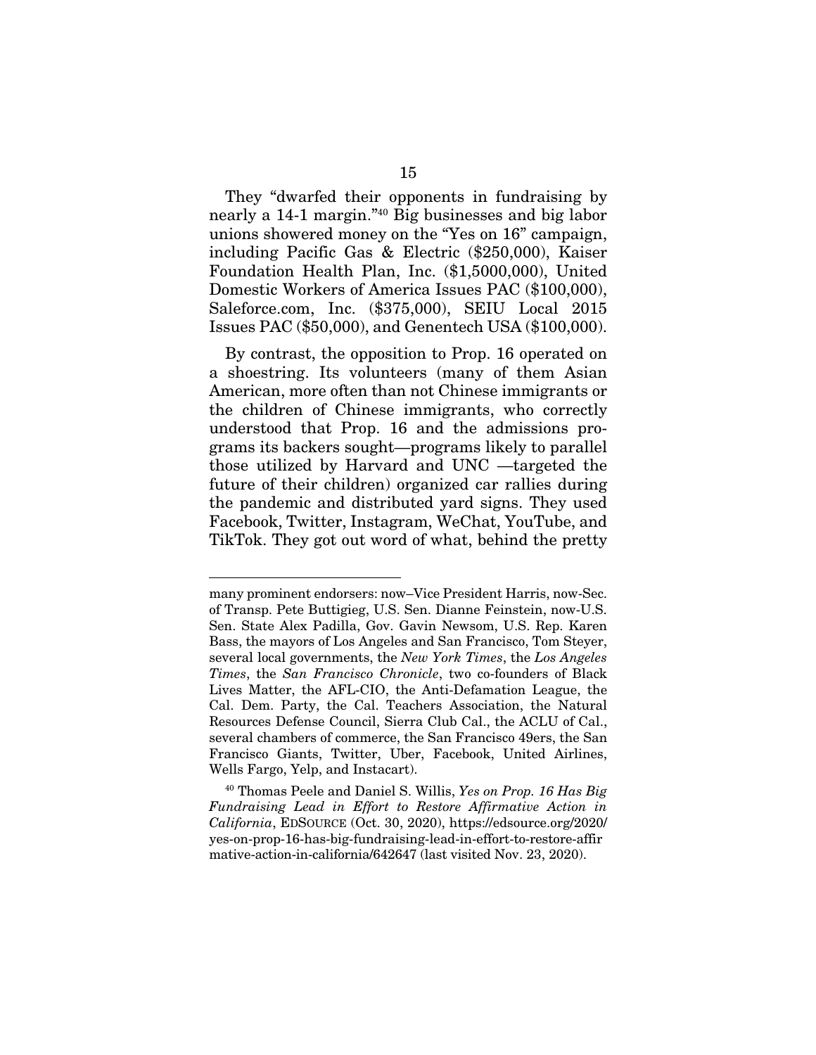They "dwarfed their opponents in fundraising by nearly a 14-1 margin."[40] Big businesses and big labor unions showered money on the "Yes on 16" campaign, including Pacific Gas & Electric ($250,000), Kaiser Foundation Health Plan, Inc. ($1,5000,000), United Domestic Workers of America Issues PAC ($100,000), Saleforce.com, Inc. ($375,000), SEIU Local 2015 Issues PAC ($50,000), and Genentech USA ($100,000).

By contrast, the opposition to Prop. 16 operated on a shoestring. Its volunteers (many of them Asian American, more often than not Chinese immigrants or the children of Chinese immigrants, who correctly understood that Prop. 16 and the admissions programs its backers sought—programs likely to parallel those utilized by Harvard and UNC —targeted the future of their children) organized car rallies during the pandemic and distributed yard signs. They used Facebook, Twitter, Instagram, WeChat, YouTube, and TikTok. They got out word of what, behind the pretty

---

many prominent endorsers: now–Vice President Harris, now-Sec. of Transp. Pete Buttigieg, U.S. Sen. Dianne Feinstein, now-U.S. Sen. State Alex Padilla, Gov. Gavin Newsom, U.S. Rep. Karen Bass, the mayors of Los Angeles and San Francisco, Tom Steyer, several local governments, the *New York Times*, the *Los Angeles Times*, the *San Francisco Chronicle*, two co-founders of Black Lives Matter, the AFL-CIO, the Anti-Defamation League, the Cal. Dem. Party, the Cal. Teachers Association, the Natural Resources Defense Council, Sierra Club Cal., the ACLU of Cal., several chambers of commerce, the San Francisco 49ers, the San Francisco Giants, Twitter, Uber, Facebook, United Airlines, Wells Fargo, Yelp, and Instacart).

[40] Thomas Peele and Daniel S. Willis, *Yes on Prop. 16 Has Big Fundraising Lead in Effort to Restore Affirmative Action in California*, EDSOURCE (Oct. 30, 2020), https://edsource.org/2020/yes-on-prop-16-has-big-fundraising-lead-in-effort-to-restore-affirmative-action-in-california/642647 (last visited Nov. 23, 2020).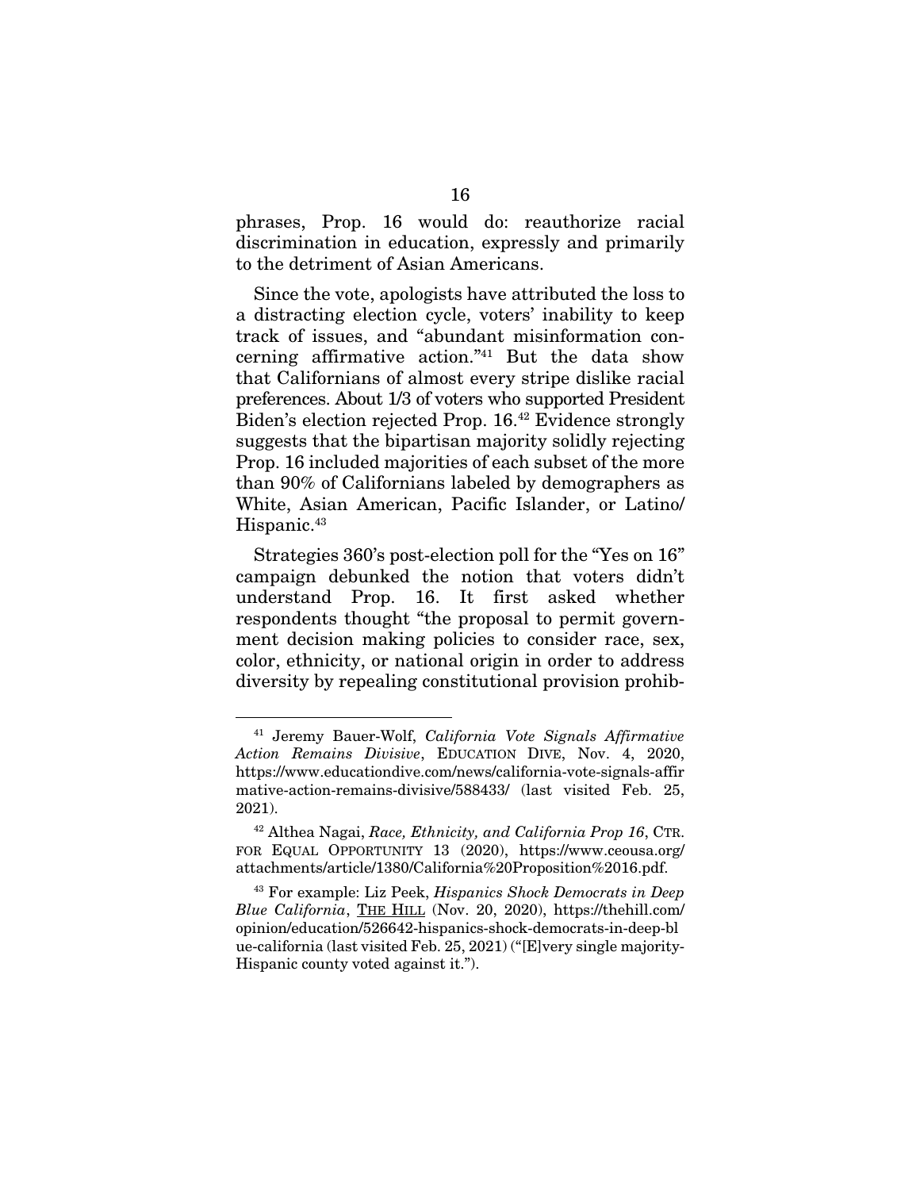phrases, Prop. 16 would do: reauthorize racial discrimination in education, expressly and primarily to the detriment of Asian Americans.

Since the vote, apologists have attributed the loss to a distracting election cycle, voters' inability to keep track of issues, and "abundant misinformation concerning affirmative action."[41] But the data show that Californians of almost every stripe dislike racial preferences. About 1/3 of voters who supported President Biden's election rejected Prop. 16.[42] Evidence strongly suggests that the bipartisan majority solidly rejecting Prop. 16 included majorities of each subset of the more than 90% of Californians labeled by demographers as White, Asian American, Pacific Islander, or Latino/Hispanic.[43]

Strategies 360's post-election poll for the "Yes on 16" campaign debunked the notion that voters didn't understand Prop. 16. It first asked whether respondents thought "the proposal to permit government decision making policies to consider race, sex, color, ethnicity, or national origin in order to address diversity by repealing constitutional provision prohib-

---

[41] Jeremy Bauer-Wolf, *California Vote Signals Affirmative Action Remains Divisive*, EDUCATION DIVE, Nov. 4, 2020, https://www.educationdive.com/news/california-vote-signals-affirmative-action-remains-divisive/588433/ (last visited Feb. 25, 2021).

[42] Althea Nagai, *Race, Ethnicity, and California Prop 16*, CTR. FOR EQUAL OPPORTUNITY 13 (2020), https://www.ceousa.org/attachments/article/1380/California%20Proposition%2016.pdf.

[43] For example: Liz Peek, *Hispanics Shock Democrats in Deep Blue California*, THE HILL (Nov. 20, 2020), https://thehill.com/opinion/education/526642-hispanics-shock-democrats-in-deep-blue-california (last visited Feb. 25, 2021) ("[E]very single majority-Hispanic county voted against it.").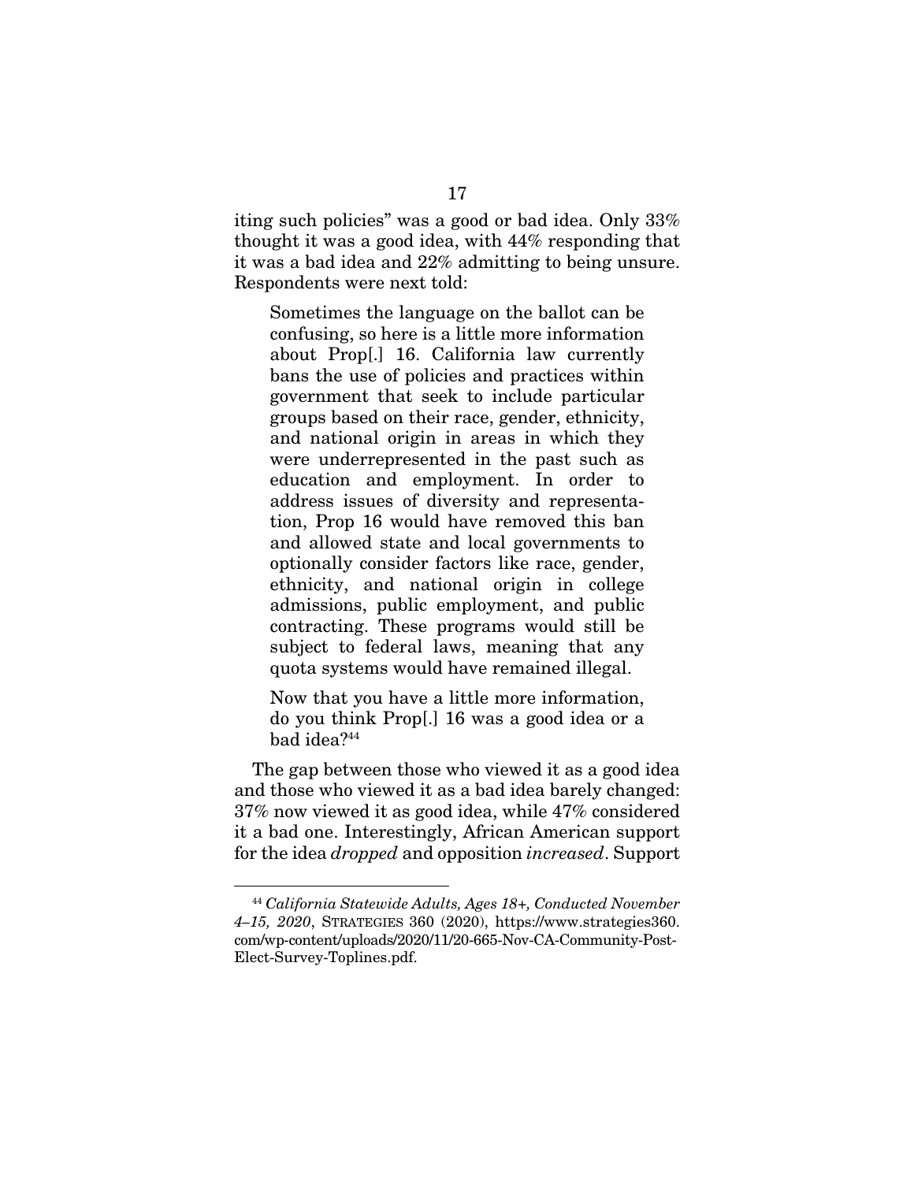iting such policies" was a good or bad idea. Only 33% thought it was a good idea, with 44% responding that it was a bad idea and 22% admitting to being unsure. Respondents were next told:

> Sometimes the language on the ballot can be confusing, so here is a little more information about Prop[.] 16. California law currently bans the use of policies and practices within government that seek to include particular groups based on their race, gender, ethnicity, and national origin in areas in which they were underrepresented in the past such as education and employment. In order to address issues of diversity and representation, Prop 16 would have removed this ban and allowed state and local governments to optionally consider factors like race, gender, ethnicity, and national origin in college admissions, public employment, and public contracting. These programs would still be subject to federal laws, meaning that any quota systems would have remained illegal.
>
> Now that you have a little more information, do you think Prop[.] 16 was a good idea or a bad idea?[44]

The gap between those who viewed it as a good idea and those who viewed it as a bad idea barely changed: 37% now viewed it as good idea, while 47% considered it a bad one. Interestingly, African American support for the idea *dropped* and opposition *increased*. Support

---

[44] *California Statewide Adults, Ages 18+, Conducted November 4–15, 2020*, STRATEGIES 360 (2020), https://www.strategies360.com/wp-content/uploads/2020/11/20-665-Nov-CA-Community-Post-Elect-Survey-Toplines.pdf.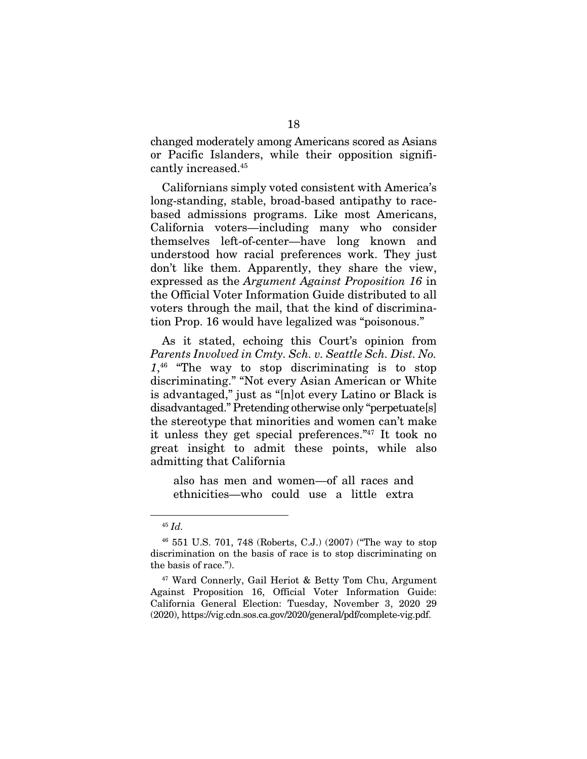changed moderately among Americans scored as Asians or Pacific Islanders, while their opposition significantly increased.[45]

Californians simply voted consistent with America's long-standing, stable, broad-based antipathy to race-based admissions programs. Like most Americans, California voters—including many who consider themselves left-of-center—have long known and understood how racial preferences work. They just don't like them. Apparently, they share the view, expressed as the *Argument Against Proposition 16* in the Official Voter Information Guide distributed to all voters through the mail, that the kind of discrimination Prop. 16 would have legalized was "poisonous."

As it stated, echoing this Court's opinion from *Parents Involved in Cmty. Sch. v. Seattle Sch. Dist. No. 1*,[46] "The way to stop discriminating is to stop discriminating." "Not every Asian American or White is advantaged," just as "[n]ot every Latino or Black is disadvantaged." Pretending otherwise only "perpetuate[s] the stereotype that minorities and women can't make it unless they get special preferences."[47] It took no great insight to admit these points, while also admitting that California

> also has men and women—of all races and ethnicities—who could use a little extra

---

[45] *Id.*

[46] 551 U.S. 701, 748 (Roberts, C.J.) (2007) ("The way to stop discrimination on the basis of race is to stop discriminating on the basis of race.").

[47] Ward Connerly, Gail Heriot & Betty Tom Chu, Argument Against Proposition 16, Official Voter Information Guide: California General Election: Tuesday, November 3, 2020 29 (2020), https://vig.cdn.sos.ca.gov/2020/general/pdf/complete-vig.pdf.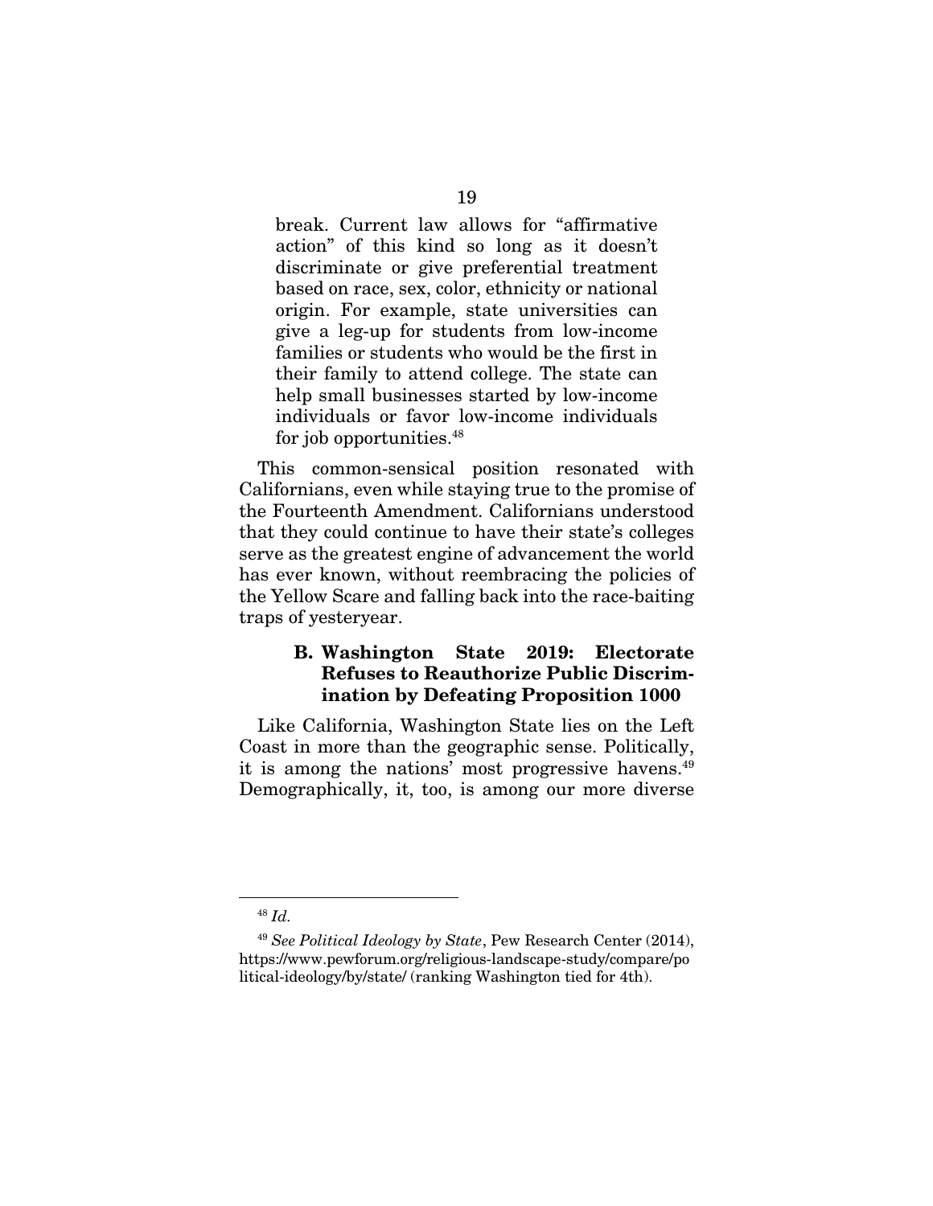> break. Current law allows for "affirmative action" of this kind so long as it doesn't discriminate or give preferential treatment based on race, sex, color, ethnicity or national origin. For example, state universities can give a leg-up for students from low-income families or students who would be the first in their family to attend college. The state can help small businesses started by low-income individuals or favor low-income individuals for job opportunities.[48]

This common-sensical position resonated with Californians, even while staying true to the promise of the Fourteenth Amendment. Californians understood that they could continue to have their state's colleges serve as the greatest engine of advancement the world has ever known, without reembracing the policies of the Yellow Scare and falling back into the race-baiting traps of yesteryear.

### B. Washington State 2019: Electorate Refuses to Reauthorize Public Discrimination by Defeating Proposition 1000

Like California, Washington State lies on the Left Coast in more than the geographic sense. Politically, it is among the nations' most progressive havens.[49] Demographically, it, too, is among our more diverse

---

[48] *Id.*

[49] *See Political Ideology by State*, Pew Research Center (2014), https://www.pewforum.org/religious-landscape-study/compare/political-ideology/by/state/ (ranking Washington tied for 4th).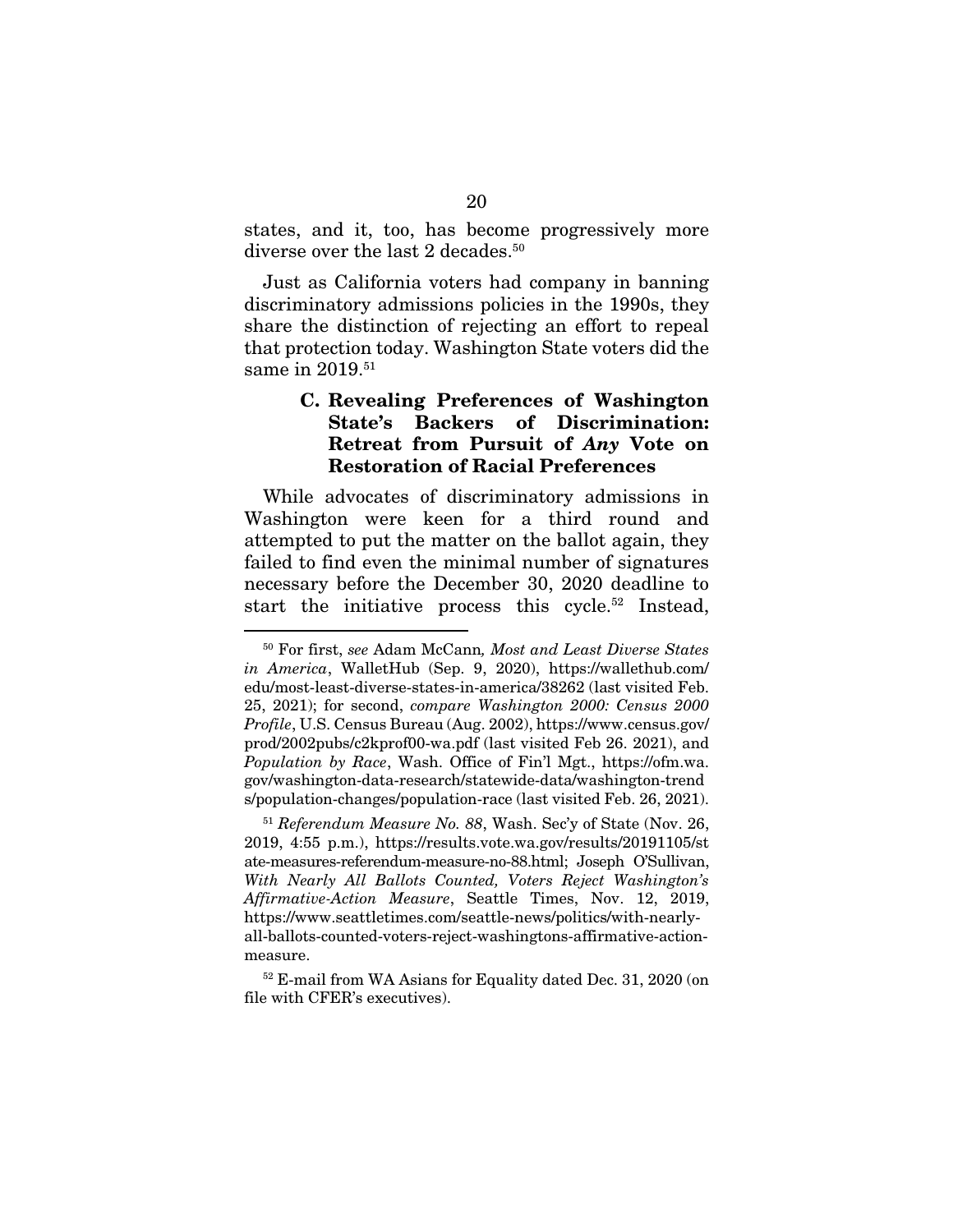states, and it, too, has become progressively more diverse over the last 2 decades.[50]

Just as California voters had company in banning discriminatory admissions policies in the 1990s, they share the distinction of rejecting an effort to repeal that protection today. Washington State voters did the same in 2019.[51]

### C. Revealing Preferences of Washington State's Backers of Discrimination: Retreat from Pursuit of *Any* Vote on Restoration of Racial Preferences

While advocates of discriminatory admissions in Washington were keen for a third round and attempted to put the matter on the ballot again, they failed to find even the minimal number of signatures necessary before the December 30, 2020 deadline to start the initiative process this cycle.[52] Instead,

---

[50] For first, *see* Adam McCann*, Most and Least Diverse States in America*, WalletHub (Sep. 9, 2020), https://wallethub.com/edu/most-least-diverse-states-in-america/38262 (last visited Feb. 25, 2021); for second, *compare Washington 2000: Census 2000 Profile*, U.S. Census Bureau (Aug. 2002), https://www.census.gov/prod/2002pubs/c2kprof00-wa.pdf (last visited Feb 26. 2021), and *Population by Race*, Wash. Office of Fin'l Mgt., https://ofm.wa.gov/washington-data-research/statewide-data/washington-trends/population-changes/population-race (last visited Feb. 26, 2021).

[51] *Referendum Measure No. 88*, Wash. Sec'y of State (Nov. 26, 2019, 4:55 p.m.), https://results.vote.wa.gov/results/20191105/state-measures-referendum-measure-no-88.html; Joseph O'Sullivan, *With Nearly All Ballots Counted, Voters Reject Washington's Affirmative-Action Measure*, Seattle Times, Nov. 12, 2019, https://www.seattletimes.com/seattle-news/politics/with-nearly-all-ballots-counted-voters-reject-washingtons-affirmative-action-measure.

[52] E-mail from WA Asians for Equality dated Dec. 31, 2020 (on file with CFER's executives).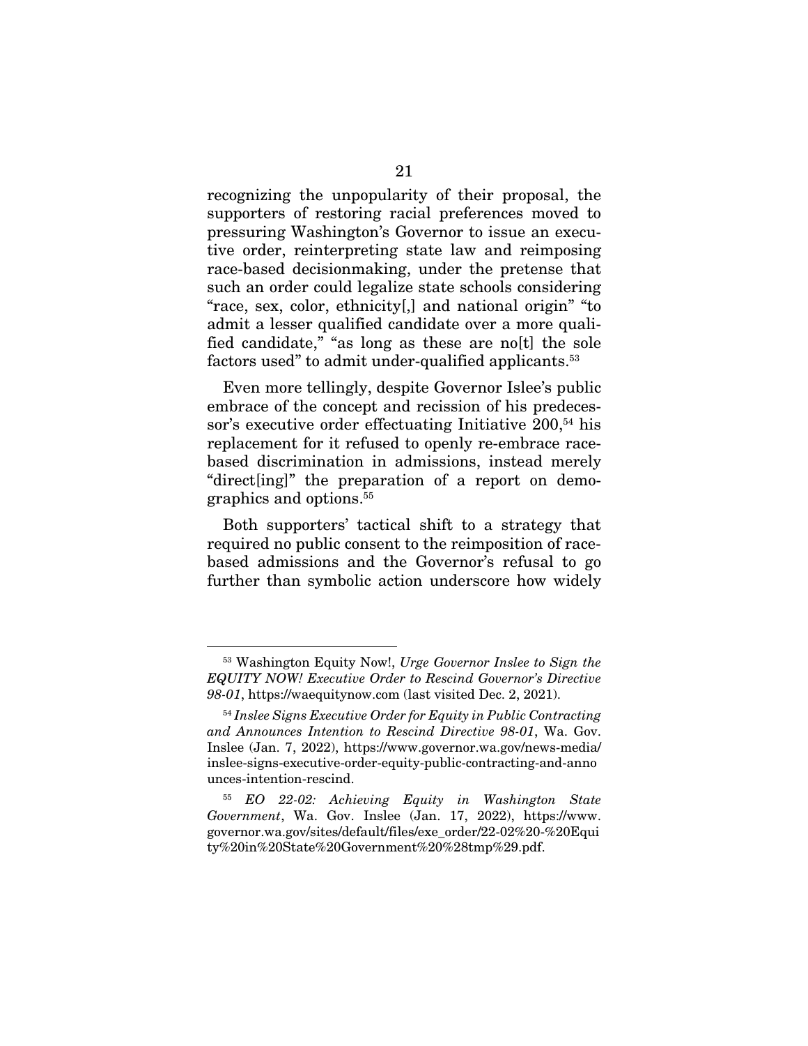recognizing the unpopularity of their proposal, the supporters of restoring racial preferences moved to pressuring Washington's Governor to issue an executive order, reinterpreting state law and reimposing race-based decisionmaking, under the pretense that such an order could legalize state schools considering "race, sex, color, ethnicity[,] and national origin" "to admit a lesser qualified candidate over a more qualified candidate," "as long as these are no[t] the sole factors used" to admit under-qualified applicants.[53]

Even more tellingly, despite Governor Islee's public embrace of the concept and recission of his predecessor's executive order effectuating Initiative 200,[54] his replacement for it refused to openly re-embrace race-based discrimination in admissions, instead merely "direct[ing]" the preparation of a report on demographics and options.[55]

Both supporters' tactical shift to a strategy that required no public consent to the reimposition of race-based admissions and the Governor's refusal to go further than symbolic action underscore how widely

---

[53] Washington Equity Now!, *Urge Governor Inslee to Sign the EQUITY NOW! Executive Order to Rescind Governor's Directive 98-01*, https://waequitynow.com (last visited Dec. 2, 2021).

[54] *Inslee Signs Executive Order for Equity in Public Contracting and Announces Intention to Rescind Directive 98-01*, Wa. Gov. Inslee (Jan. 7, 2022), https://www.governor.wa.gov/news-media/inslee-signs-executive-order-equity-public-contracting-and-announces-intention-rescind.

[55] *EO 22-02: Achieving Equity in Washington State Government*, Wa. Gov. Inslee (Jan. 17, 2022), https://www.governor.wa.gov/sites/default/files/exe_order/22-02%20-%20Equity%20in%20State%20Government%20%28tmp%29.pdf.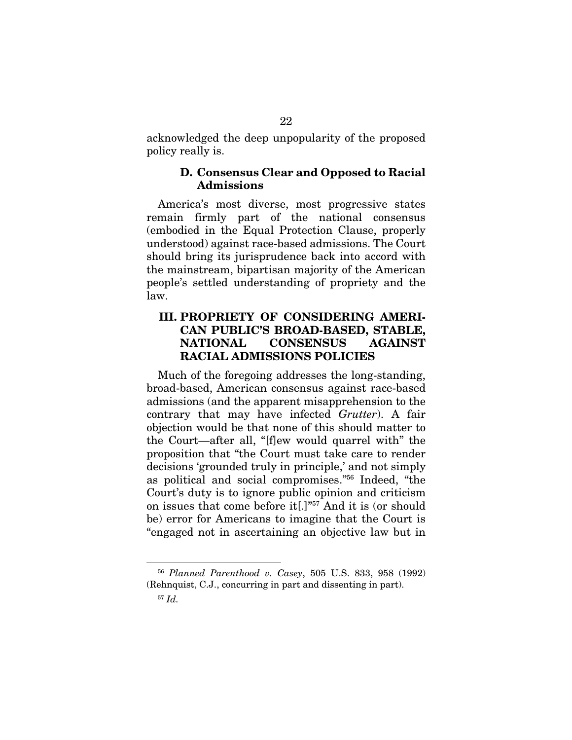acknowledged the deep unpopularity of the proposed policy really is.

### D. Consensus Clear and Opposed to Racial Admissions

America's most diverse, most progressive states remain firmly part of the national consensus (embodied in the Equal Protection Clause, properly understood) against race-based admissions. The Court should bring its jurisprudence back into accord with the mainstream, bipartisan majority of the American people's settled understanding of propriety and the law.

## III. PROPRIETY OF CONSIDERING AMERICAN PUBLIC'S BROAD-BASED, STABLE, NATIONAL CONSENSUS AGAINST RACIAL ADMISSIONS POLICIES

Much of the foregoing addresses the long-standing, broad-based, American consensus against race-based admissions (and the apparent misapprehension to the contrary that may have infected *Grutter*). A fair objection would be that none of this should matter to the Court—after all, "[f]ew would quarrel with" the proposition that "the Court must take care to render decisions 'grounded truly in principle,' and not simply as political and social compromises."[56] Indeed, "the Court's duty is to ignore public opinion and criticism on issues that come before it[.]"[57] And it is (or should be) error for Americans to imagine that the Court is "engaged not in ascertaining an objective law but in

---

[56] *Planned Parenthood v. Casey*, 505 U.S. 833, 958 (1992) (Rehnquist, C.J., concurring in part and dissenting in part).

[57] *Id.*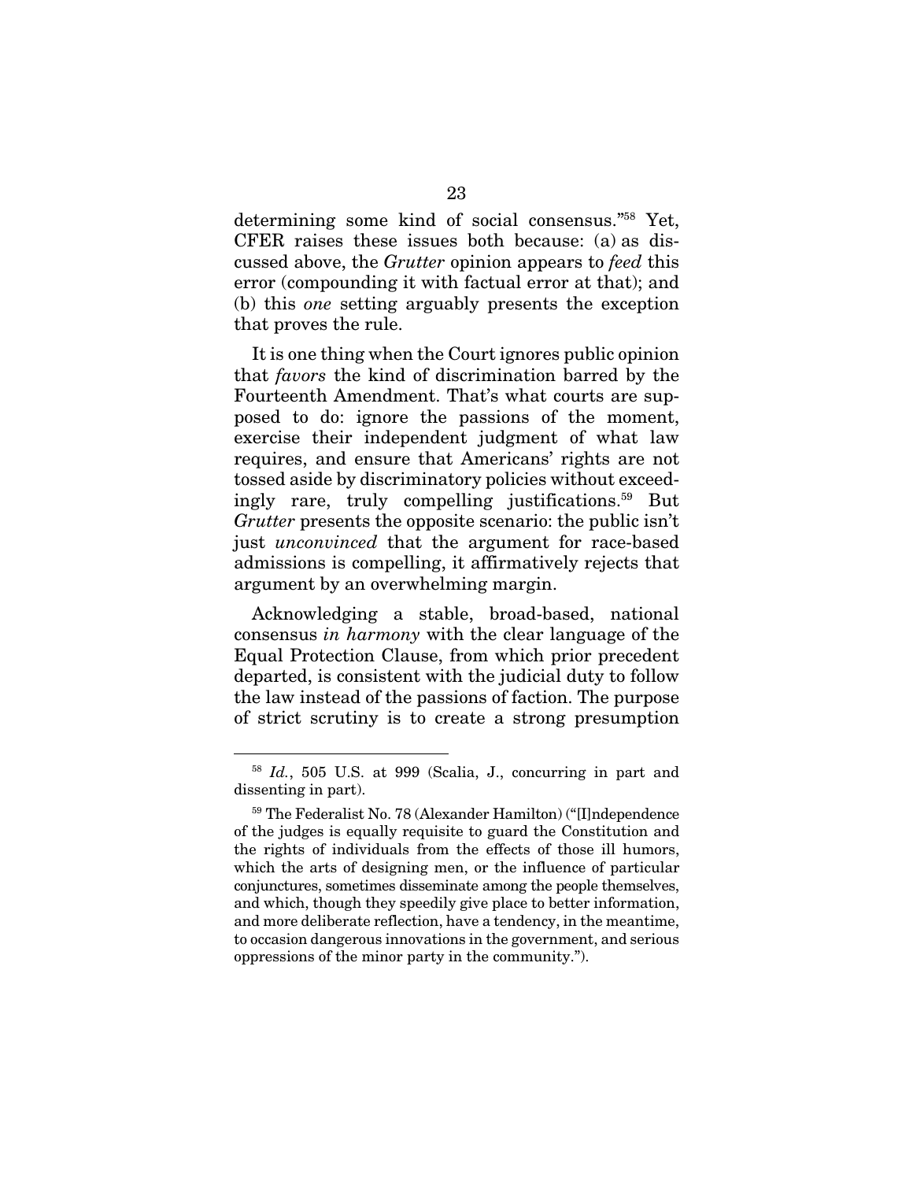determining some kind of social consensus."[58] Yet, CFER raises these issues both because: (a) as discussed above, the *Grutter* opinion appears to *feed* this error (compounding it with factual error at that); and (b) this *one* setting arguably presents the exception that proves the rule.

It is one thing when the Court ignores public opinion that *favors* the kind of discrimination barred by the Fourteenth Amendment. That's what courts are supposed to do: ignore the passions of the moment, exercise their independent judgment of what law requires, and ensure that Americans' rights are not tossed aside by discriminatory policies without exceedingly rare, truly compelling justifications.[59] But *Grutter* presents the opposite scenario: the public isn't just *unconvinced* that the argument for race-based admissions is compelling, it affirmatively rejects that argument by an overwhelming margin.

Acknowledging a stable, broad-based, national consensus *in harmony* with the clear language of the Equal Protection Clause, from which prior precedent departed, is consistent with the judicial duty to follow the law instead of the passions of faction. The purpose of strict scrutiny is to create a strong presumption

---

[58] *Id.*, 505 U.S. at 999 (Scalia, J., concurring in part and dissenting in part).

[59] The Federalist No. 78 (Alexander Hamilton) ("[I]ndependence of the judges is equally requisite to guard the Constitution and the rights of individuals from the effects of those ill humors, which the arts of designing men, or the influence of particular conjunctures, sometimes disseminate among the people themselves, and which, though they speedily give place to better information, and more deliberate reflection, have a tendency, in the meantime, to occasion dangerous innovations in the government, and serious oppressions of the minor party in the community.").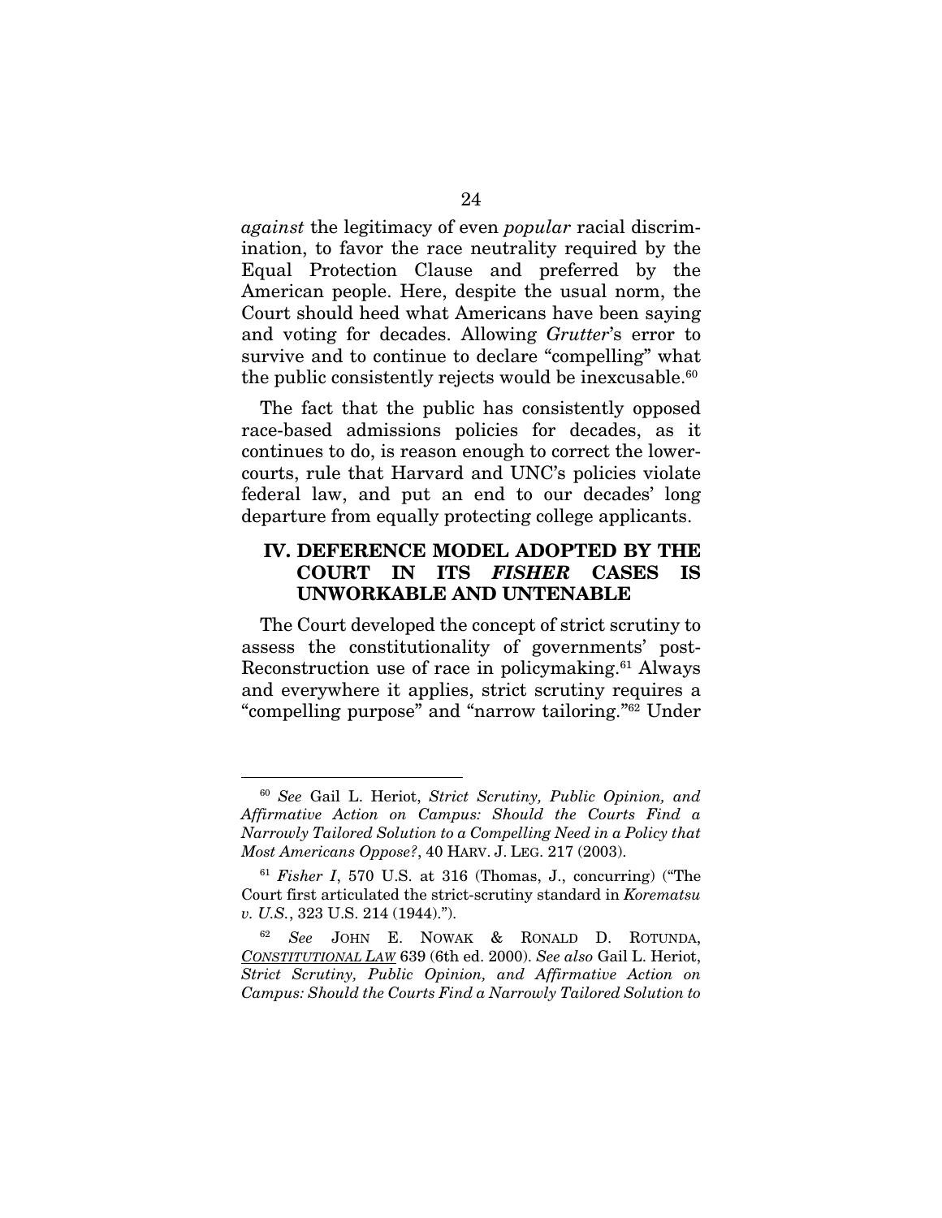*against* the legitimacy of even *popular* racial discrimination, to favor the race neutrality required by the Equal Protection Clause and preferred by the American people. Here, despite the usual norm, the Court should heed what Americans have been saying and voting for decades. Allowing *Grutter*'s error to survive and to continue to declare "compelling" what the public consistently rejects would be inexcusable.[60]

The fact that the public has consistently opposed race-based admissions policies for decades, as it continues to do, is reason enough to correct the lower-courts, rule that Harvard and UNC's policies violate federal law, and put an end to our decades' long departure from equally protecting college applicants.

## IV. DEFERENCE MODEL ADOPTED BY THE COURT IN ITS *FISHER* CASES IS UNWORKABLE AND UNTENABLE

The Court developed the concept of strict scrutiny to assess the constitutionality of governments' post-Reconstruction use of race in policymaking.[61] Always and everywhere it applies, strict scrutiny requires a "compelling purpose" and "narrow tailoring."[62] Under

---

[60] *See* Gail L. Heriot, *Strict Scrutiny, Public Opinion, and Affirmative Action on Campus: Should the Courts Find a Narrowly Tailored Solution to a Compelling Need in a Policy that Most Americans Oppose?*, 40 HARV. J. LEG. 217 (2003).

[61] *Fisher I*, 570 U.S. at 316 (Thomas, J., concurring) ("The Court first articulated the strict-scrutiny standard in *Korematsu v. U.S.*, 323 U.S. 214 (1944).").

[62] *See* JOHN E. NOWAK & RONALD D. ROTUNDA, *CONSTITUTIONAL LAW* 639 (6th ed. 2000). *See also* Gail L. Heriot, *Strict Scrutiny, Public Opinion, and Affirmative Action on Campus: Should the Courts Find a Narrowly Tailored Solution to*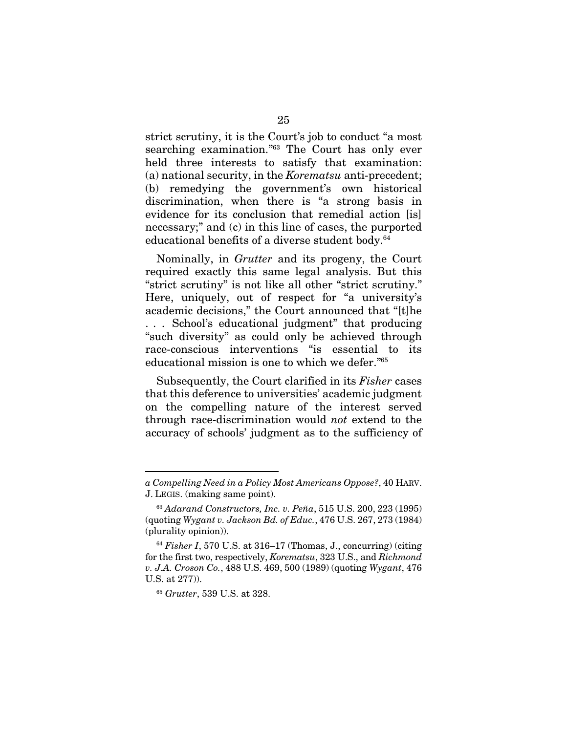strict scrutiny, it is the Court's job to conduct "a most searching examination."[63] The Court has only ever held three interests to satisfy that examination: (a) national security, in the *Korematsu* anti-precedent; (b) remedying the government's own historical discrimination, when there is "a strong basis in evidence for its conclusion that remedial action [is] necessary;" and (c) in this line of cases, the purported educational benefits of a diverse student body.[64]

Nominally, in *Grutter* and its progeny, the Court required exactly this same legal analysis. But this "strict scrutiny" is not like all other "strict scrutiny." Here, uniquely, out of respect for "a university's academic decisions," the Court announced that "[t]he . . . School's educational judgment" that producing "such diversity" as could only be achieved through race-conscious interventions "is essential to its educational mission is one to which we defer."[65]

Subsequently, the Court clarified in its *Fisher* cases that this deference to universities' academic judgment on the compelling nature of the interest served through race-discrimination would *not* extend to the accuracy of schools' judgment as to the sufficiency of

---

*a Compelling Need in a Policy Most Americans Oppose?*, 40 HARV. J. LEGIS. (making same point).

[63] *Adarand Constructors, Inc. v. Peña*, 515 U.S. 200, 223 (1995) (quoting *Wygant v. Jackson Bd. of Educ.*, 476 U.S. 267, 273 (1984) (plurality opinion)).

[64] *Fisher I*, 570 U.S. at 316–17 (Thomas, J., concurring) (citing for the first two, respectively, *Korematsu*, 323 U.S., and *Richmond v. J.A. Croson Co.*, 488 U.S. 469, 500 (1989) (quoting *Wygant*, 476 U.S. at 277)).

[65] *Grutter*, 539 U.S. at 328.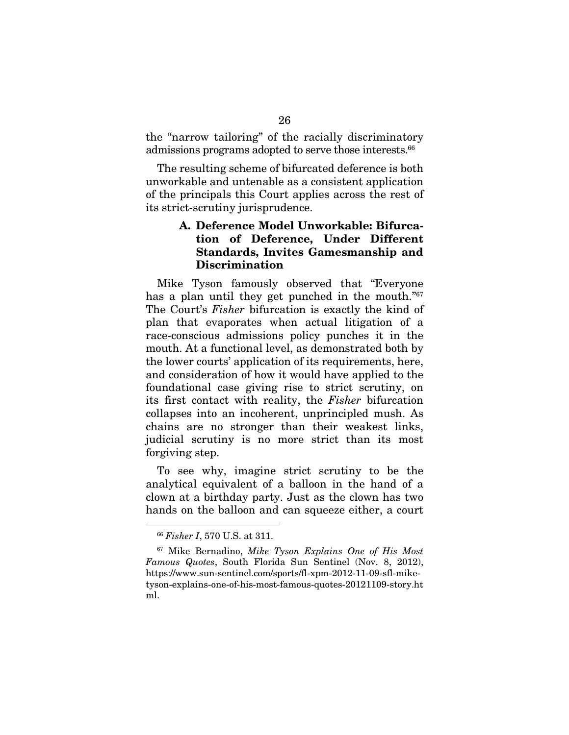the "narrow tailoring" of the racially discriminatory admissions programs adopted to serve those interests.[66]

The resulting scheme of bifurcated deference is both unworkable and untenable as a consistent application of the principals this Court applies across the rest of its strict-scrutiny jurisprudence.

### A. Deference Model Unworkable: Bifurcation of Deference, Under Different Standards, Invites Gamesmanship and Discrimination

Mike Tyson famously observed that "Everyone has a plan until they get punched in the mouth."[67] The Court's *Fisher* bifurcation is exactly the kind of plan that evaporates when actual litigation of a race-conscious admissions policy punches it in the mouth. At a functional level, as demonstrated both by the lower courts' application of its requirements, here, and consideration of how it would have applied to the foundational case giving rise to strict scrutiny, on its first contact with reality, the *Fisher* bifurcation collapses into an incoherent, unprincipled mush. As chains are no stronger than their weakest links, judicial scrutiny is no more strict than its most forgiving step.

To see why, imagine strict scrutiny to be the analytical equivalent of a balloon in the hand of a clown at a birthday party. Just as the clown has two hands on the balloon and can squeeze either, a court

---

[66] *Fisher I*, 570 U.S. at 311.

[67] Mike Bernadino, *Mike Tyson Explains One of His Most Famous Quotes*, South Florida Sun Sentinel (Nov. 8, 2012), https://www.sun-sentinel.com/sports/fl-xpm-2012-11-09-sfl-mike-tyson-explains-one-of-his-most-famous-quotes-20121109-story.html.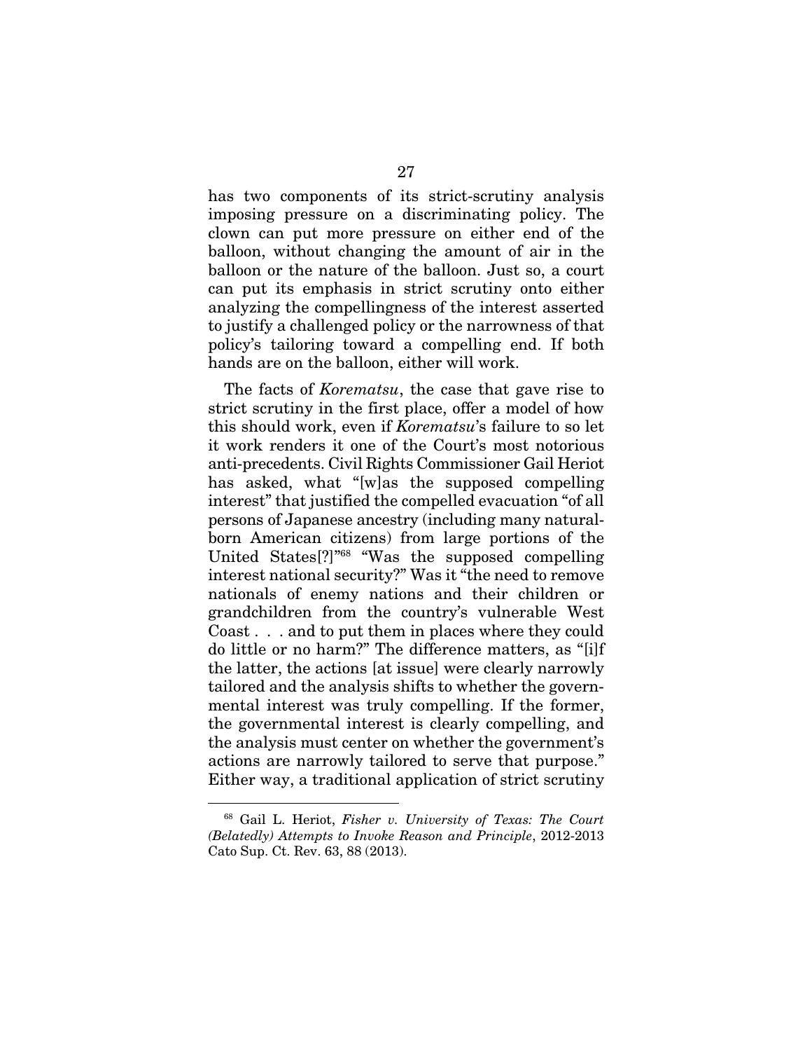has two components of its strict-scrutiny analysis imposing pressure on a discriminating policy. The clown can put more pressure on either end of the balloon, without changing the amount of air in the balloon or the nature of the balloon. Just so, a court can put its emphasis in strict scrutiny onto either analyzing the compellingness of the interest asserted to justify a challenged policy or the narrowness of that policy's tailoring toward a compelling end. If both hands are on the balloon, either will work.

The facts of *Korematsu*, the case that gave rise to strict scrutiny in the first place, offer a model of how this should work, even if *Korematsu*'s failure to so let it work renders it one of the Court's most notorious anti-precedents. Civil Rights Commissioner Gail Heriot has asked, what "[w]as the supposed compelling interest" that justified the compelled evacuation "of all persons of Japanese ancestry (including many natural-born American citizens) from large portions of the United States[?]"[68] "Was the supposed compelling interest national security?" Was it "the need to remove nationals of enemy nations and their children or grandchildren from the country's vulnerable West Coast . . . and to put them in places where they could do little or no harm?" The difference matters, as "[i]f the latter, the actions [at issue] were clearly narrowly tailored and the analysis shifts to whether the governmental interest was truly compelling. If the former, the governmental interest is clearly compelling, and the analysis must center on whether the government's actions are narrowly tailored to serve that purpose." Either way, a traditional application of strict scrutiny

---

[68] Gail L. Heriot, *Fisher v. University of Texas: The Court (Belatedly) Attempts to Invoke Reason and Principle*, 2012-2013 Cato Sup. Ct. Rev. 63, 88 (2013).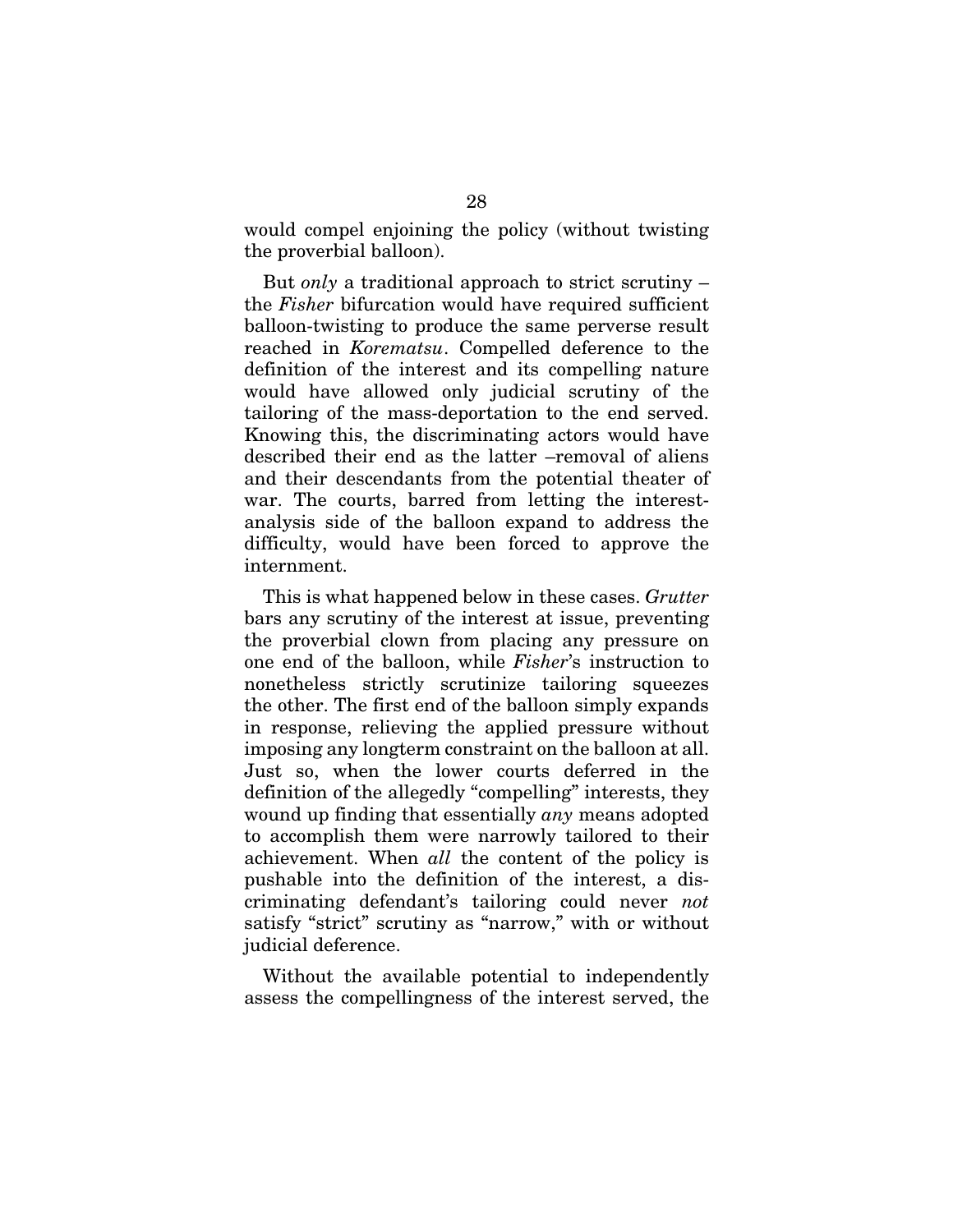would compel enjoining the policy (without twisting the proverbial balloon).

But *only* a traditional approach to strict scrutiny – the *Fisher* bifurcation would have required sufficient balloon-twisting to produce the same perverse result reached in *Korematsu*. Compelled deference to the definition of the interest and its compelling nature would have allowed only judicial scrutiny of the tailoring of the mass-deportation to the end served. Knowing this, the discriminating actors would have described their end as the latter –removal of aliens and their descendants from the potential theater of war. The courts, barred from letting the interest-analysis side of the balloon expand to address the difficulty, would have been forced to approve the internment.

This is what happened below in these cases. *Grutter* bars any scrutiny of the interest at issue, preventing the proverbial clown from placing any pressure on one end of the balloon, while *Fisher*'s instruction to nonetheless strictly scrutinize tailoring squeezes the other. The first end of the balloon simply expands in response, relieving the applied pressure without imposing any longterm constraint on the balloon at all. Just so, when the lower courts deferred in the definition of the allegedly "compelling" interests, they wound up finding that essentially *any* means adopted to accomplish them were narrowly tailored to their achievement. When *all* the content of the policy is pushable into the definition of the interest, a discriminating defendant's tailoring could never *not* satisfy "strict" scrutiny as "narrow," with or without judicial deference.

Without the available potential to independently assess the compellingness of the interest served, the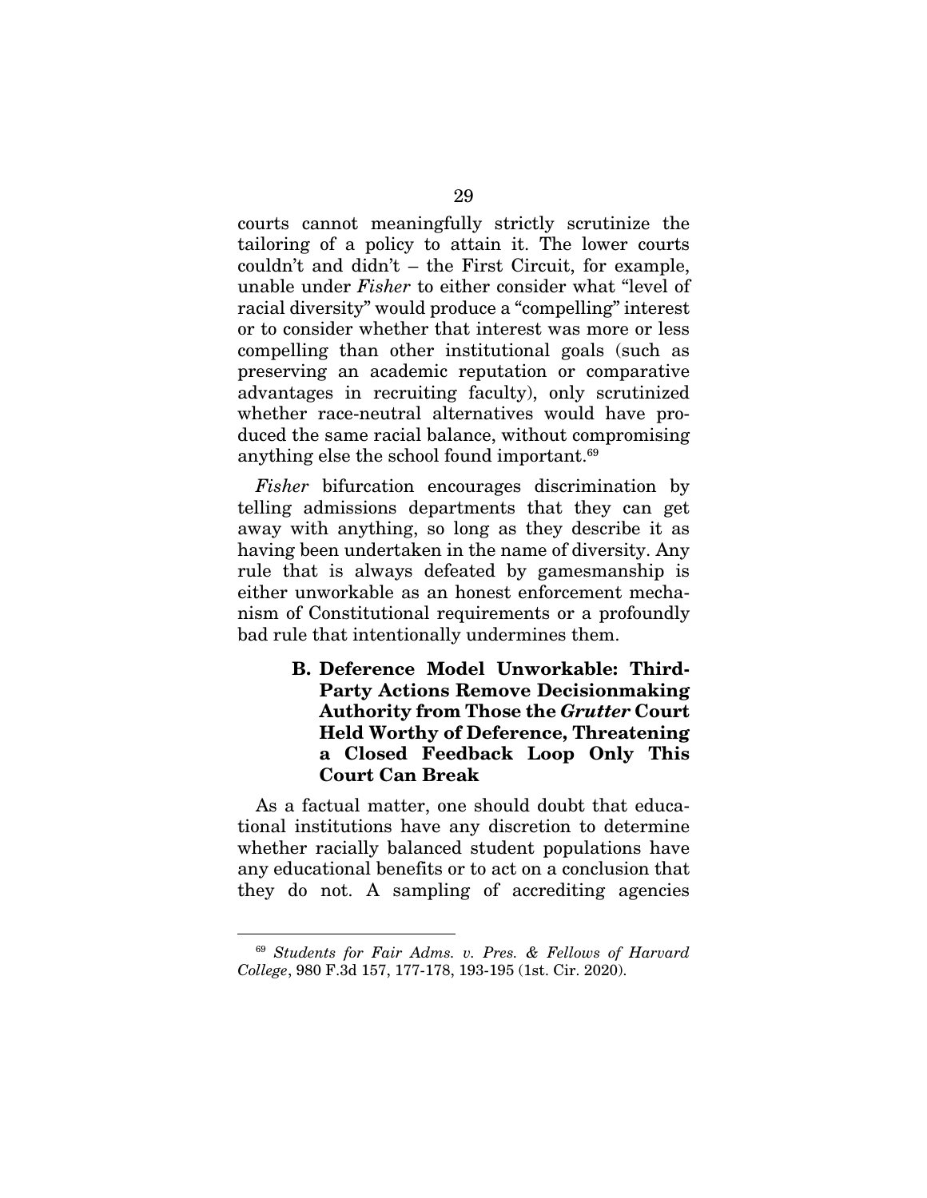courts cannot meaningfully strictly scrutinize the tailoring of a policy to attain it. The lower courts couldn't and didn't – the First Circuit, for example, unable under *Fisher* to either consider what "level of racial diversity" would produce a "compelling" interest or to consider whether that interest was more or less compelling than other institutional goals (such as preserving an academic reputation or comparative advantages in recruiting faculty), only scrutinized whether race-neutral alternatives would have produced the same racial balance, without compromising anything else the school found important.[69]

*Fisher* bifurcation encourages discrimination by telling admissions departments that they can get away with anything, so long as they describe it as having been undertaken in the name of diversity. Any rule that is always defeated by gamesmanship is either unworkable as an honest enforcement mechanism of Constitutional requirements or a profoundly bad rule that intentionally undermines them.

### B. Deference Model Unworkable: Third-Party Actions Remove Decisionmaking Authority from Those the *Grutter* Court Held Worthy of Deference, Threatening a Closed Feedback Loop Only This Court Can Break

As a factual matter, one should doubt that educational institutions have any discretion to determine whether racially balanced student populations have any educational benefits or to act on a conclusion that they do not. A sampling of accrediting agencies

[69] *Students for Fair Adms. v. Pres. & Fellows of Harvard College*, 980 F.3d 157, 177-178, 193-195 (1st. Cir. 2020).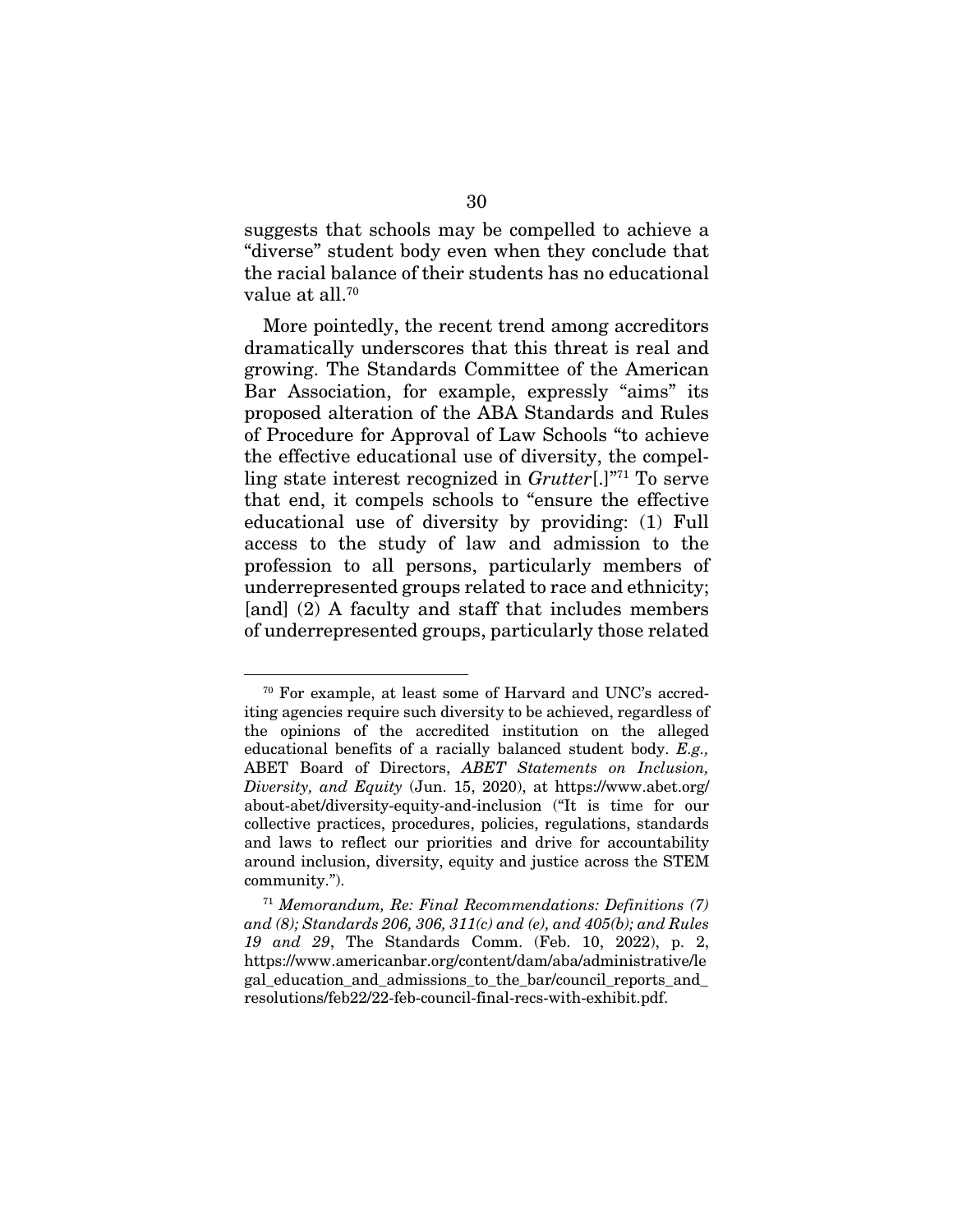suggests that schools may be compelled to achieve a "diverse" student body even when they conclude that the racial balance of their students has no educational value at all.[70]

More pointedly, the recent trend among accreditors dramatically underscores that this threat is real and growing. The Standards Committee of the American Bar Association, for example, expressly "aims" its proposed alteration of the ABA Standards and Rules of Procedure for Approval of Law Schools "to achieve the effective educational use of diversity, the compelling state interest recognized in *Grutter*[.]"[71] To serve that end, it compels schools to "ensure the effective educational use of diversity by providing: (1) Full access to the study of law and admission to the profession to all persons, particularly members of underrepresented groups related to race and ethnicity; [and] (2) A faculty and staff that includes members of underrepresented groups, particularly those related

---

[70] For example, at least some of Harvard and UNC's accrediting agencies require such diversity to be achieved, regardless of the opinions of the accredited institution on the alleged educational benefits of a racially balanced student body. *E.g.,* ABET Board of Directors, *ABET Statements on Inclusion, Diversity, and Equity* (Jun. 15, 2020), at https://www.abet.org/about-abet/diversity-equity-and-inclusion ("It is time for our collective practices, procedures, policies, regulations, standards and laws to reflect our priorities and drive for accountability around inclusion, diversity, equity and justice across the STEM community.").

[71] *Memorandum, Re: Final Recommendations: Definitions (7) and (8); Standards 206, 306, 311(c) and (e), and 405(b); and Rules 19 and 29*, The Standards Comm. (Feb. 10, 2022), p. 2, https://www.americanbar.org/content/dam/aba/administrative/legal_education_and_admissions_to_the_bar/council_reports_and_resolutions/feb22/22-feb-council-final-recs-with-exhibit.pdf.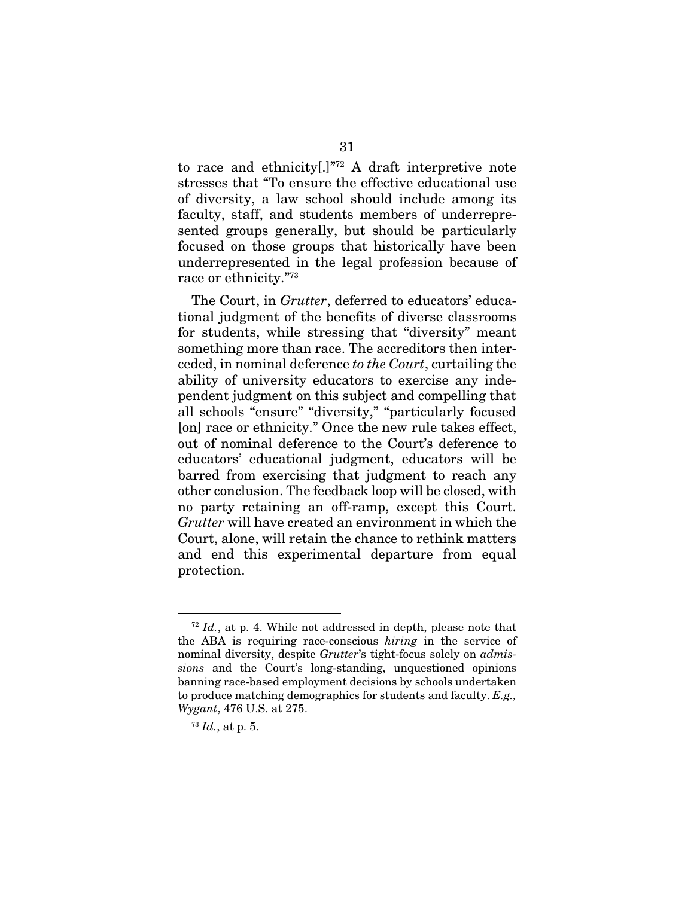to race and ethnicity[.]"[72] A draft interpretive note stresses that "To ensure the effective educational use of diversity, a law school should include among its faculty, staff, and students members of underrepresented groups generally, but should be particularly focused on those groups that historically have been underrepresented in the legal profession because of race or ethnicity."[73]

The Court, in *Grutter*, deferred to educators' educational judgment of the benefits of diverse classrooms for students, while stressing that "diversity" meant something more than race. The accreditors then interceded, in nominal deference *to the Court*, curtailing the ability of university educators to exercise any independent judgment on this subject and compelling that all schools "ensure" "diversity," "particularly focused [on] race or ethnicity." Once the new rule takes effect, out of nominal deference to the Court's deference to educators' educational judgment, educators will be barred from exercising that judgment to reach any other conclusion. The feedback loop will be closed, with no party retaining an off-ramp, except this Court. *Grutter* will have created an environment in which the Court, alone, will retain the chance to rethink matters and end this experimental departure from equal protection.

---

[72] *Id.*, at p. 4. While not addressed in depth, please note that the ABA is requiring race-conscious *hiring* in the service of nominal diversity, despite *Grutter*'s tight-focus solely on *admissions* and the Court's long-standing, unquestioned opinions banning race-based employment decisions by schools undertaken to produce matching demographics for students and faculty. *E.g., Wygant*, 476 U.S. at 275.

[73] *Id.*, at p. 5.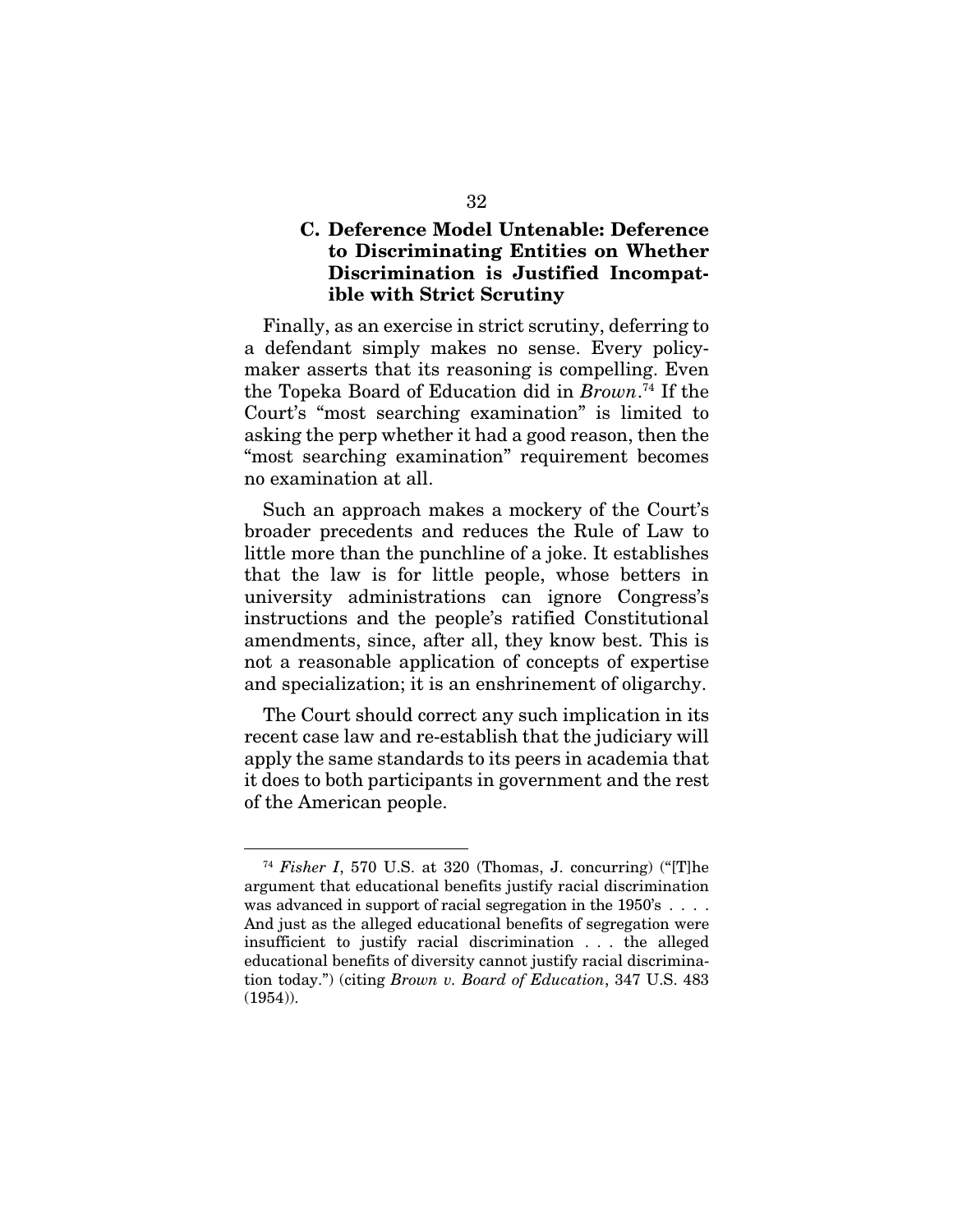### C. Deference Model Untenable: Deference to Discriminating Entities on Whether Discrimination is Justified Incompatible with Strict Scrutiny

Finally, as an exercise in strict scrutiny, deferring to a defendant simply makes no sense. Every policymaker asserts that its reasoning is compelling. Even the Topeka Board of Education did in *Brown*.[74] If the Court's "most searching examination" is limited to asking the perp whether it had a good reason, then the "most searching examination" requirement becomes no examination at all.

Such an approach makes a mockery of the Court's broader precedents and reduces the Rule of Law to little more than the punchline of a joke. It establishes that the law is for little people, whose betters in university administrations can ignore Congress's instructions and the people's ratified Constitutional amendments, since, after all, they know best. This is not a reasonable application of concepts of expertise and specialization; it is an enshrinement of oligarchy.

The Court should correct any such implication in its recent case law and re-establish that the judiciary will apply the same standards to its peers in academia that it does to both participants in government and the rest of the American people.

---

[74] *Fisher I*, 570 U.S. at 320 (Thomas, J. concurring) ("[T]he argument that educational benefits justify racial discrimination was advanced in support of racial segregation in the 1950's . . . . And just as the alleged educational benefits of segregation were insufficient to justify racial discrimination . . . the alleged educational benefits of diversity cannot justify racial discrimination today.") (citing *Brown v. Board of Education*, 347 U.S. 483 (1954)).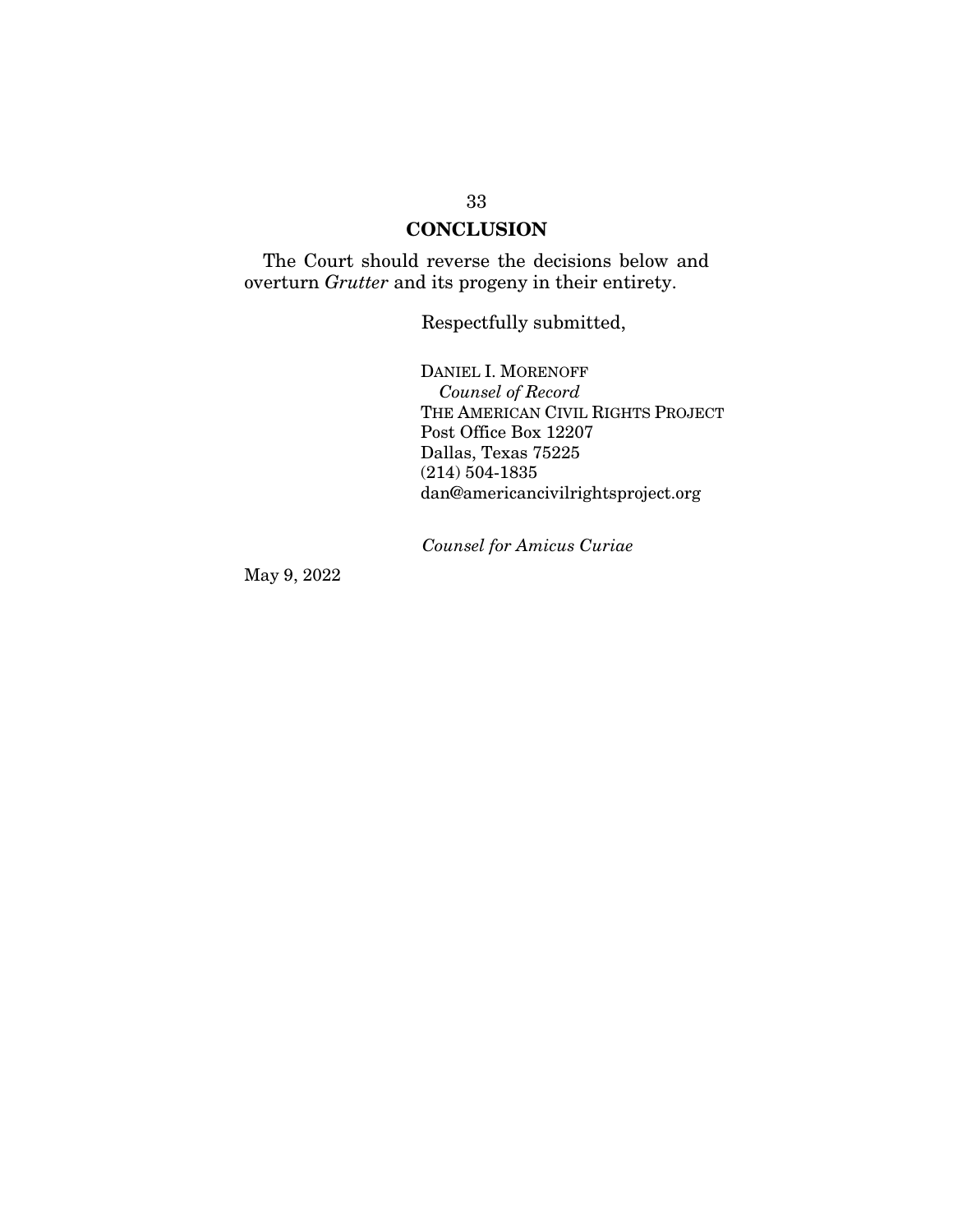## CONCLUSION

The Court should reverse the decisions below and overturn *Grutter* and its progeny in their entirety.

Respectfully submitted,

DANIEL I. MORENOFF
*Counsel of Record*
THE AMERICAN CIVIL RIGHTS PROJECT
Post Office Box 12207
Dallas, Texas 75225
(214) 504-1835
dan@americancivilrightsproject.org

*Counsel for Amicus Curiae*

May 9, 2022